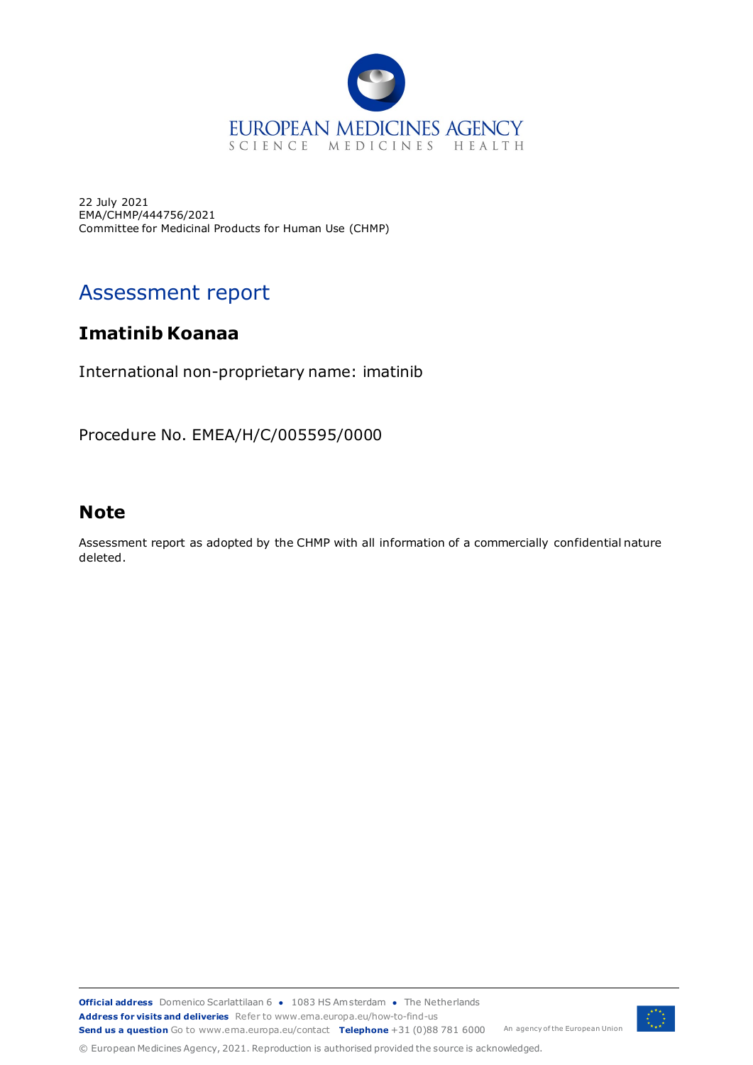22 July 2021
EMA/CHMP/444756/2021
Committee for Medicinal Products for Human Use (CHMP)

# Assessment report

## Imatinib Koanaa

International non-proprietary name: imatinib

Procedure No. EMEA/H/C/005595/0000

## Note

Assessment report as adopted by the CHMP with all information of a commercially confidential nature deleted.

**Official address** Domenico Scarlattilaan 6 ● 1083 HS Amsterdam ● The Netherlands
**Address for visits and deliveries** Refer to www.ema.europa.eu/how-to-find-us
**Send us a question** Go to www.ema.europa.eu/contact **Telephone** +31 (0)88 781 6000 An agency of the European Union

© European Medicines Agency, 2021. Reproduction is authorised provided the source is acknowledged.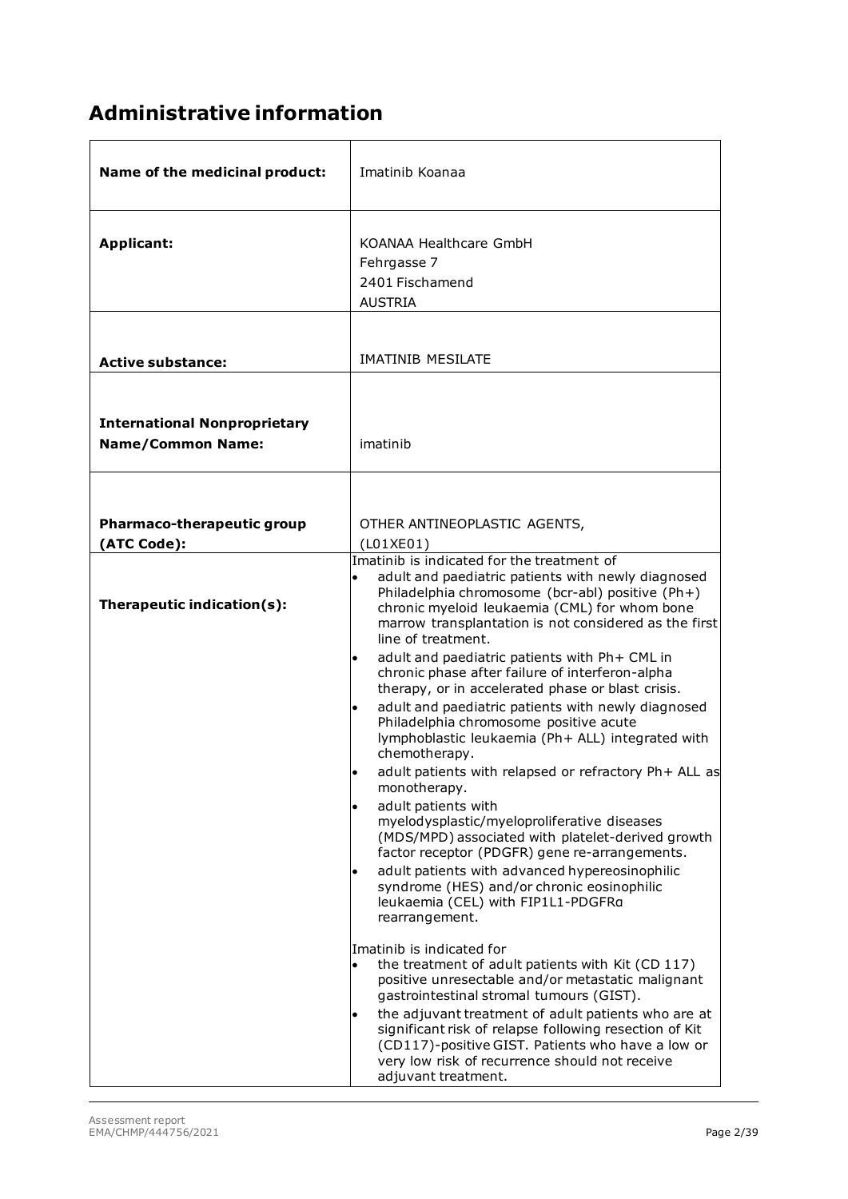# Administrative information

| Name of the medicinal product: | Imatinib Koanaa |
|---|---|
| **Applicant:** | KOANAA Healthcare GmbH<br>Fehrgasse 7<br>2401 Fischamend<br>AUSTRIA |
| **Active substance:** | IMATINIB MESILATE |
| **International Nonproprietary Name/Common Name:** | imatinib |
| **Pharmaco-therapeutic group (ATC Code):** | OTHER ANTINEOPLASTIC AGENTS, (L01XE01) |
| **Therapeutic indication(s):** | Imatinib is indicated for the treatment of<br>• adult and paediatric patients with newly diagnosed Philadelphia chromosome (bcr-abl) positive (Ph+) chronic myeloid leukaemia (CML) for whom bone marrow transplantation is not considered as the first line of treatment.<br>• adult and paediatric patients with Ph+ CML in chronic phase after failure of interferon-alpha therapy, or in accelerated phase or blast crisis.<br>• adult and paediatric patients with newly diagnosed Philadelphia chromosome positive acute lymphoblastic leukaemia (Ph+ ALL) integrated with chemotherapy.<br>• adult patients with relapsed or refractory Ph+ ALL as monotherapy.<br>• adult patients with myelodysplastic/myeloproliferative diseases (MDS/MPD) associated with platelet-derived growth factor receptor (PDGFR) gene re-arrangements.<br>• adult patients with advanced hypereosinophilic syndrome (HES) and/or chronic eosinophilic leukaemia (CEL) with FIP1L1-PDGFRα rearrangement.<br><br>Imatinib is indicated for<br>• the treatment of adult patients with Kit (CD 117) positive unresectable and/or metastatic malignant gastrointestinal stromal tumours (GIST).<br>• the adjuvant treatment of adult patients who are at significant risk of relapse following resection of Kit (CD117)-positive GIST. Patients who have a low or very low risk of recurrence should not receive adjuvant treatment. |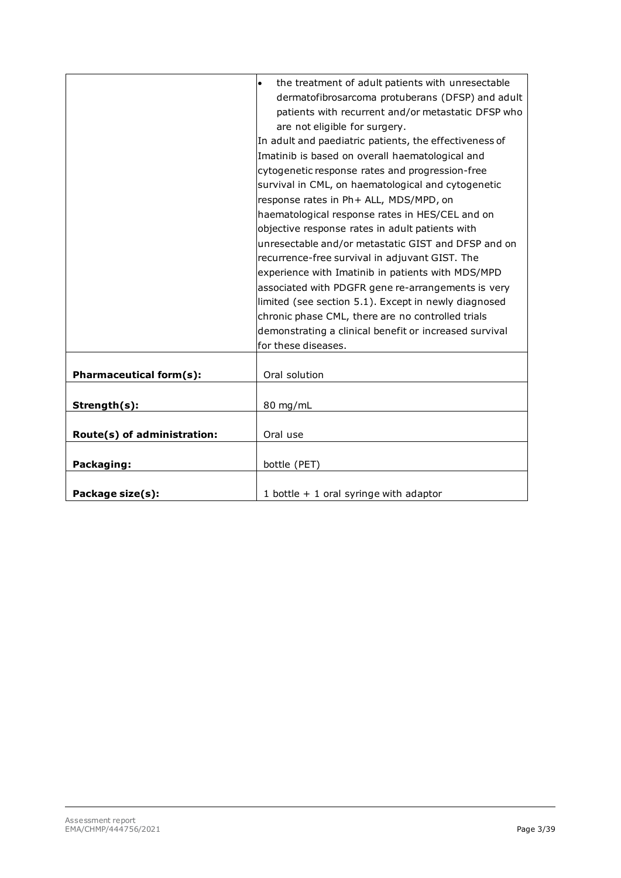| | |
|---|---|
| | • the treatment of adult patients with unresectable dermatofibrosarcoma protuberans (DFSP) and adult patients with recurrent and/or metastatic DFSP who are not eligible for surgery.<br>In adult and paediatric patients, the effectiveness of Imatinib is based on overall haematological and cytogenetic response rates and progression-free survival in CML, on haematological and cytogenetic response rates in Ph+ ALL, MDS/MPD, on haematological response rates in HES/CEL and on objective response rates in adult patients with unresectable and/or metastatic GIST and DFSP and on recurrence-free survival in adjuvant GIST. The experience with Imatinib in patients with MDS/MPD associated with PDGFR gene re-arrangements is very limited (see section 5.1). Except in newly diagnosed chronic phase CML, there are no controlled trials demonstrating a clinical benefit or increased survival for these diseases. |
| **Pharmaceutical form(s):** | Oral solution |
| **Strength(s):** | 80 mg/mL |
| **Route(s) of administration:** | Oral use |
| **Packaging:** | bottle (PET) |
| **Package size(s):** | 1 bottle + 1 oral syringe with adaptor |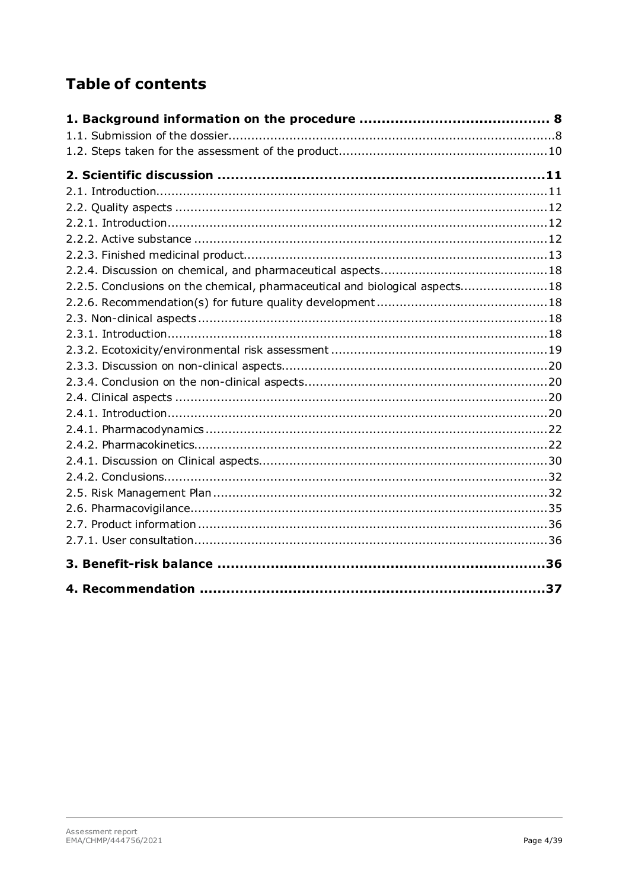# Table of contents

**1. Background information on the procedure ........................................ 8**
1.1. Submission of the dossier..............................................................................8
1.2. Steps taken for the assessment of the product..................................................10

**2. Scientific discussion ......................................................................11**
2.1. Introduction.....................................................................................................11
2.2. Quality aspects ...............................................................................................12
2.2.1. Introduction..................................................................................................12
2.2.2. Active substance ...........................................................................................12
2.2.3. Finished medicinal product.............................................................................13
2.2.4. Discussion on chemical, and pharmaceutical aspects.........................................18
2.2.5. Conclusions on the chemical, pharmaceutical and biological aspects....................18
2.2.6. Recommendation(s) for future quality development ...........................................18
2.3. Non-clinical aspects ..........................................................................................18
2.3.1. Introduction..................................................................................................18
2.3.2. Ecotoxicity/environmental risk assessment .......................................................19
2.3.3. Discussion on non-clinical aspects....................................................................20
2.3.4. Conclusion on the non-clinical aspects..............................................................20
2.4. Clinical aspects ................................................................................................20
2.4.1. Introduction..................................................................................................20
2.4.1. Pharmacodynamics ........................................................................................22
2.4.2. Pharmacokinetics...........................................................................................22
2.4.1. Discussion on Clinical aspects..........................................................................30
2.4.2. Conclusions...................................................................................................32
2.5. Risk Management Plan ......................................................................................32
2.6. Pharmacovigilance............................................................................................35
2.7. Product information ..........................................................................................36
2.7.1. User consultation............................................................................................36

**3. Benefit-risk balance .......................................................................36**

**4. Recommendation ...........................................................................37**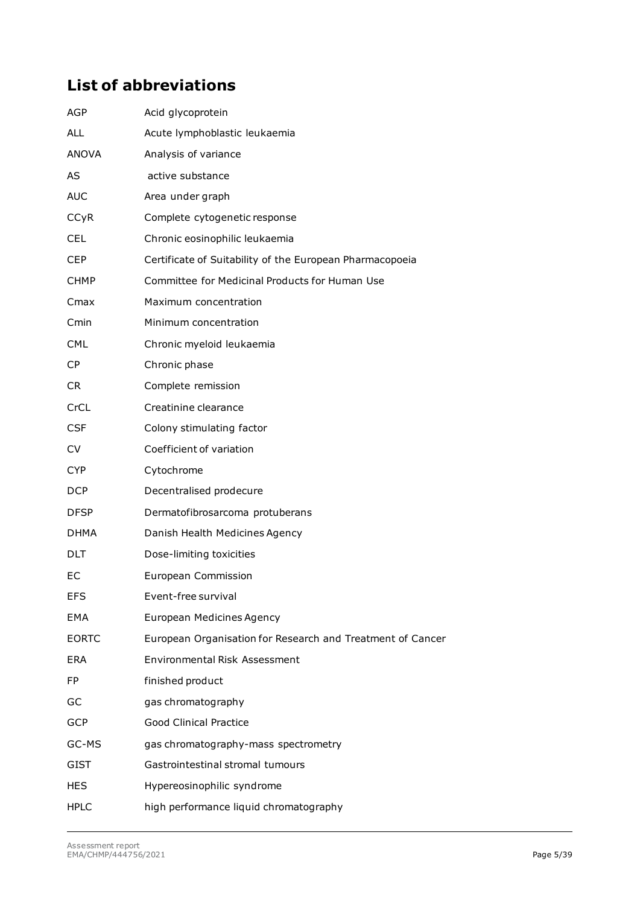## List of abbreviations

| | |
|---|---|
| AGP | Acid glycoprotein |
| ALL | Acute lymphoblastic leukaemia |
| ANOVA | Analysis of variance |
| AS | active substance |
| AUC | Area under graph |
| CCyR | Complete cytogenetic response |
| CEL | Chronic eosinophilic leukaemia |
| CEP | Certificate of Suitability of the European Pharmacopoeia |
| CHMP | Committee for Medicinal Products for Human Use |
| Cmax | Maximum concentration |
| Cmin | Minimum concentration |
| CML | Chronic myeloid leukaemia |
| CP | Chronic phase |
| CR | Complete remission |
| CrCL | Creatinine clearance |
| CSF | Colony stimulating factor |
| CV | Coefficient of variation |
| CYP | Cytochrome |
| DCP | Decentralised prodecure |
| DFSP | Dermatofibrosarcoma protuberans |
| DHMA | Danish Health Medicines Agency |
| DLT | Dose-limiting toxicities |
| EC | European Commission |
| EFS | Event-free survival |
| EMA | European Medicines Agency |
| EORTC | European Organisation for Research and Treatment of Cancer |
| ERA | Environmental Risk Assessment |
| FP | finished product |
| GC | gas chromatography |
| GCP | Good Clinical Practice |
| GC-MS | gas chromatography-mass spectrometry |
| GIST | Gastrointestinal stromal tumours |
| HES | Hypereosinophilic syndrome |
| HPLC | high performance liquid chromatography |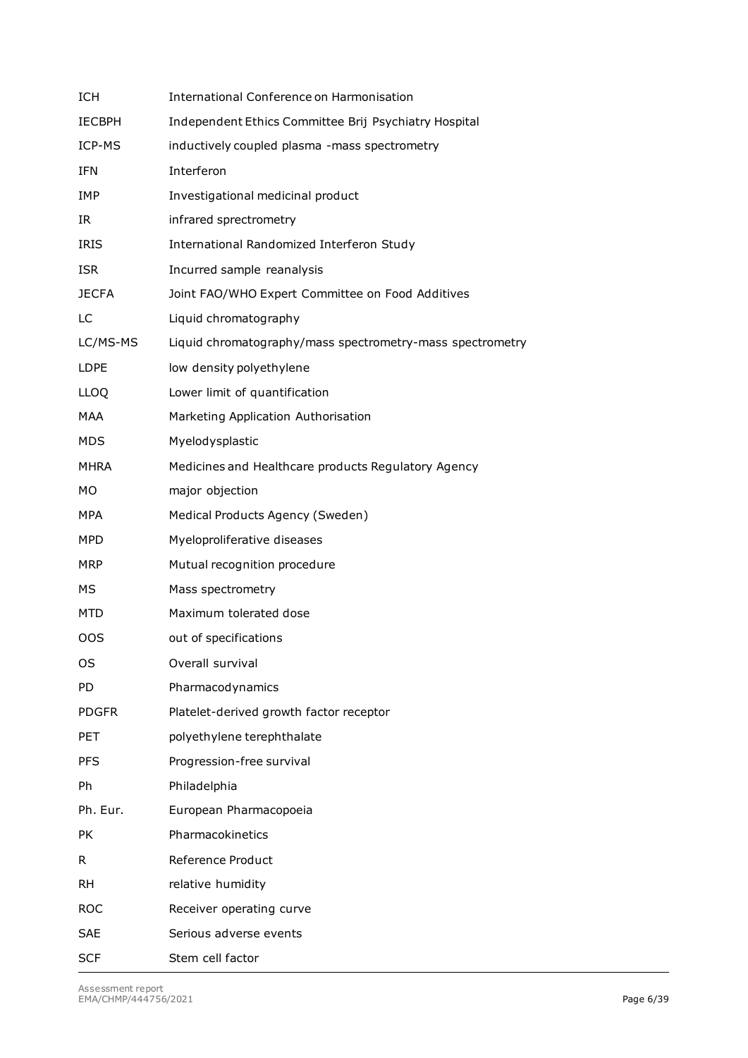| | |
|---|---|
| ICH | International Conference on Harmonisation |
| IECBPH | Independent Ethics Committee Brij Psychiatry Hospital |
| ICP-MS | inductively coupled plasma -mass spectrometry |
| IFN | Interferon |
| IMP | Investigational medicinal product |
| IR | infrared sprectrometry |
| IRIS | International Randomized Interferon Study |
| ISR | Incurred sample reanalysis |
| JECFA | Joint FAO/WHO Expert Committee on Food Additives |
| LC | Liquid chromatography |
| LC/MS-MS | Liquid chromatography/mass spectrometry-mass spectrometry |
| LDPE | low density polyethylene |
| LLOQ | Lower limit of quantification |
| MAA | Marketing Application Authorisation |
| MDS | Myelodysplastic |
| MHRA | Medicines and Healthcare products Regulatory Agency |
| MO | major objection |
| MPA | Medical Products Agency (Sweden) |
| MPD | Myeloproliferative diseases |
| MRP | Mutual recognition procedure |
| MS | Mass spectrometry |
| MTD | Maximum tolerated dose |
| OOS | out of specifications |
| OS | Overall survival |
| PD | Pharmacodynamics |
| PDGFR | Platelet-derived growth factor receptor |
| PET | polyethylene terephthalate |
| PFS | Progression-free survival |
| Ph | Philadelphia |
| Ph. Eur. | European Pharmacopoeia |
| PK | Pharmacokinetics |
| R | Reference Product |
| RH | relative humidity |
| ROC | Receiver operating curve |
| SAE | Serious adverse events |
| SCF | Stem cell factor |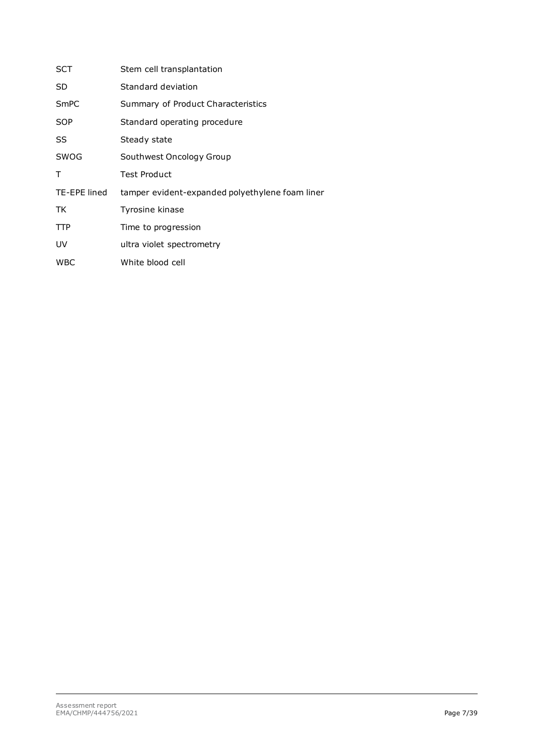| | |
|---|---|
| SCT | Stem cell transplantation |
| SD | Standard deviation |
| SmPC | Summary of Product Characteristics |
| SOP | Standard operating procedure |
| SS | Steady state |
| SWOG | Southwest Oncology Group |
| T | Test Product |
| TE-EPE lined | tamper evident-expanded polyethylene foam liner |
| TK | Tyrosine kinase |
| TTP | Time to progression |
| UV | ultra violet spectrometry |
| WBC | White blood cell |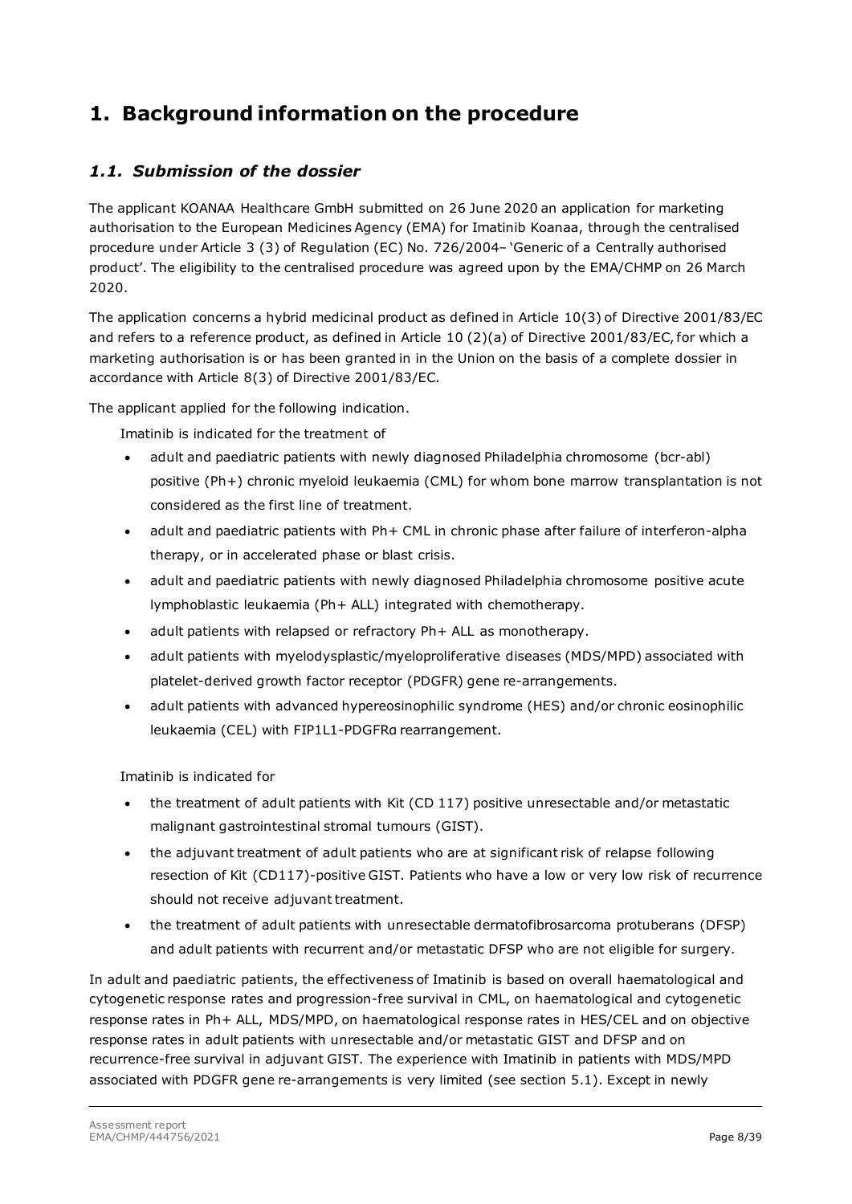# 1. Background information on the procedure

## *1.1. Submission of the dossier*

The applicant KOANAA Healthcare GmbH submitted on 26 June 2020 an application for marketing authorisation to the European Medicines Agency (EMA) for Imatinib Koanaa, through the centralised procedure under Article 3 (3) of Regulation (EC) No. 726/2004– 'Generic of a Centrally authorised product'. The eligibility to the centralised procedure was agreed upon by the EMA/CHMP on 26 March 2020.

The application concerns a hybrid medicinal product as defined in Article 10(3) of Directive 2001/83/EC and refers to a reference product, as defined in Article 10 (2)(a) of Directive 2001/83/EC, for which a marketing authorisation is or has been granted in in the Union on the basis of a complete dossier in accordance with Article 8(3) of Directive 2001/83/EC.

The applicant applied for the following indication.

Imatinib is indicated for the treatment of

- adult and paediatric patients with newly diagnosed Philadelphia chromosome (bcr-abl) positive (Ph+) chronic myeloid leukaemia (CML) for whom bone marrow transplantation is not considered as the first line of treatment.
- adult and paediatric patients with Ph+ CML in chronic phase after failure of interferon-alpha therapy, or in accelerated phase or blast crisis.
- adult and paediatric patients with newly diagnosed Philadelphia chromosome positive acute lymphoblastic leukaemia (Ph+ ALL) integrated with chemotherapy.
- adult patients with relapsed or refractory Ph+ ALL as monotherapy.
- adult patients with myelodysplastic/myeloproliferative diseases (MDS/MPD) associated with platelet-derived growth factor receptor (PDGFR) gene re-arrangements.
- adult patients with advanced hypereosinophilic syndrome (HES) and/or chronic eosinophilic leukaemia (CEL) with FIP1L1-PDGFRα rearrangement.

Imatinib is indicated for

- the treatment of adult patients with Kit (CD 117) positive unresectable and/or metastatic malignant gastrointestinal stromal tumours (GIST).
- the adjuvant treatment of adult patients who are at significant risk of relapse following resection of Kit (CD117)-positive GIST. Patients who have a low or very low risk of recurrence should not receive adjuvant treatment.
- the treatment of adult patients with unresectable dermatofibrosarcoma protuberans (DFSP) and adult patients with recurrent and/or metastatic DFSP who are not eligible for surgery.

In adult and paediatric patients, the effectiveness of Imatinib is based on overall haematological and cytogenetic response rates and progression-free survival in CML, on haematological and cytogenetic response rates in Ph+ ALL, MDS/MPD, on haematological response rates in HES/CEL and on objective response rates in adult patients with unresectable and/or metastatic GIST and DFSP and on recurrence-free survival in adjuvant GIST. The experience with Imatinib in patients with MDS/MPD associated with PDGFR gene re-arrangements is very limited (see section 5.1). Except in newly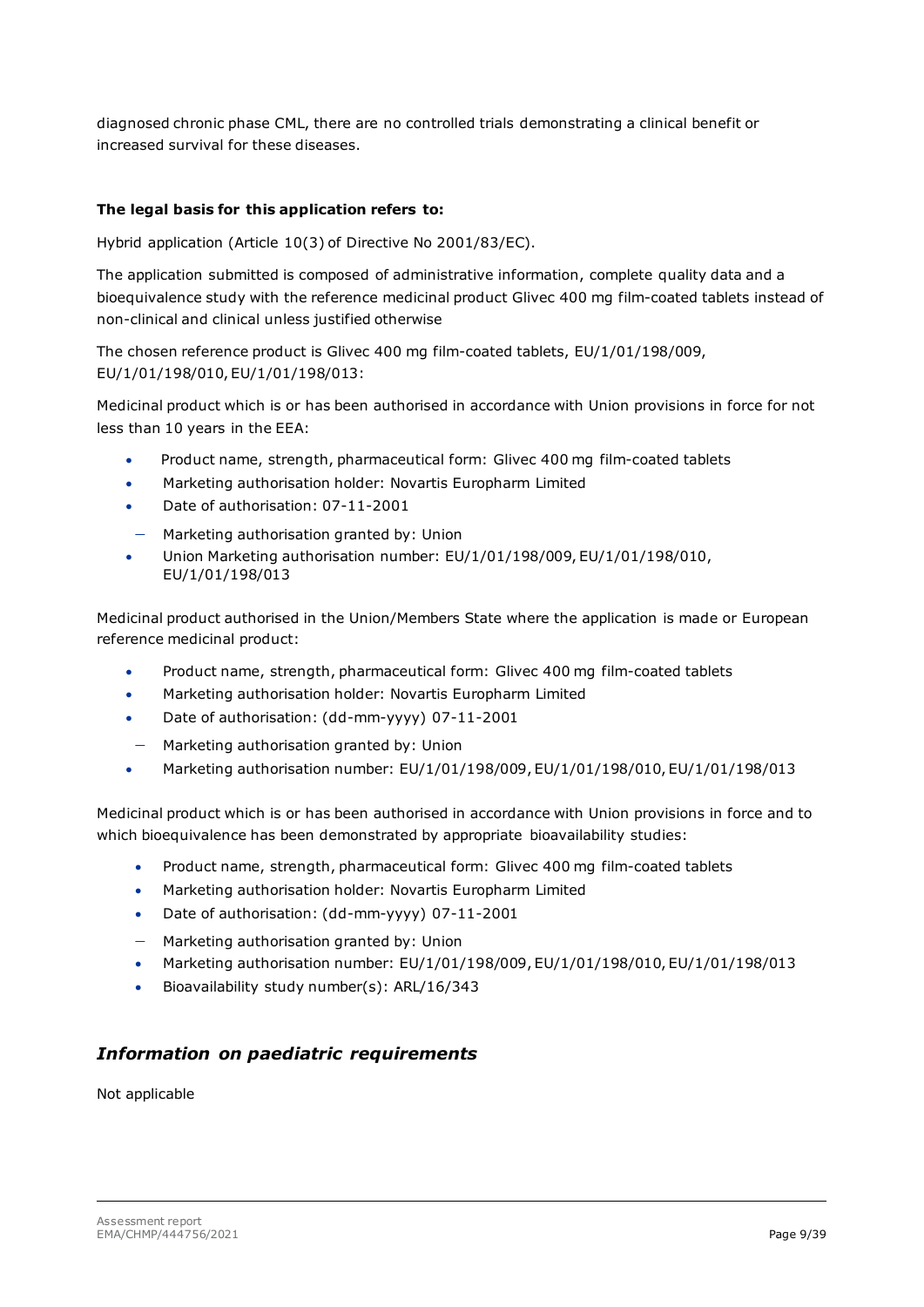diagnosed chronic phase CML, there are no controlled trials demonstrating a clinical benefit or increased survival for these diseases.

**The legal basis for this application refers to:**

Hybrid application (Article 10(3) of Directive No 2001/83/EC).

The application submitted is composed of administrative information, complete quality data and a bioequivalence study with the reference medicinal product Glivec 400 mg film-coated tablets instead of non-clinical and clinical unless justified otherwise

The chosen reference product is Glivec 400 mg film-coated tablets, EU/1/01/198/009, EU/1/01/198/010, EU/1/01/198/013:

Medicinal product which is or has been authorised in accordance with Union provisions in force for not less than 10 years in the EEA:

- Product name, strength, pharmaceutical form: Glivec 400 mg film-coated tablets
- Marketing authorisation holder: Novartis Europharm Limited
- Date of authorisation: 07-11-2001
- Marketing authorisation granted by: Union
- Union Marketing authorisation number: EU/1/01/198/009, EU/1/01/198/010, EU/1/01/198/013

Medicinal product authorised in the Union/Members State where the application is made or European reference medicinal product:

- Product name, strength, pharmaceutical form: Glivec 400 mg film-coated tablets
- Marketing authorisation holder: Novartis Europharm Limited
- Date of authorisation: (dd-mm-yyyy) 07-11-2001
- Marketing authorisation granted by: Union
- Marketing authorisation number: EU/1/01/198/009, EU/1/01/198/010, EU/1/01/198/013

Medicinal product which is or has been authorised in accordance with Union provisions in force and to which bioequivalence has been demonstrated by appropriate bioavailability studies:

- Product name, strength, pharmaceutical form: Glivec 400 mg film-coated tablets
- Marketing authorisation holder: Novartis Europharm Limited
- Date of authorisation: (dd-mm-yyyy) 07-11-2001
- Marketing authorisation granted by: Union
- Marketing authorisation number: EU/1/01/198/009, EU/1/01/198/010, EU/1/01/198/013
- Bioavailability study number(s): ARL/16/343

## *Information on paediatric requirements*

Not applicable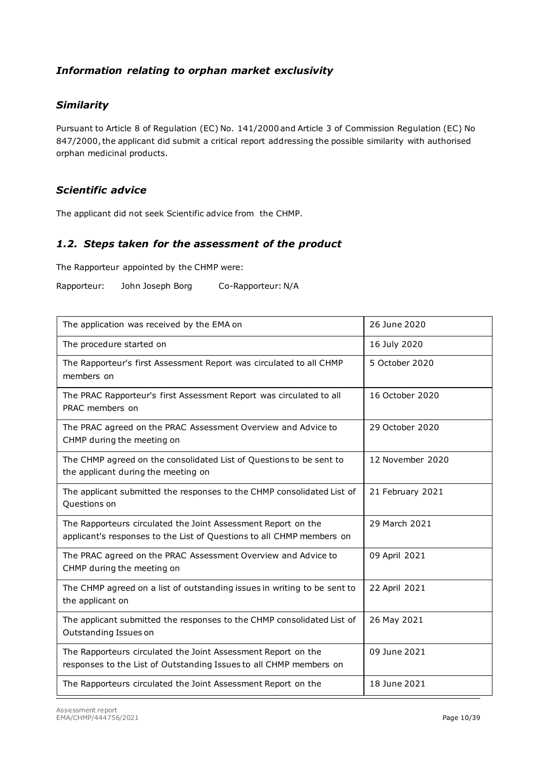### *Information relating to orphan market exclusivity*

### *Similarity*

Pursuant to Article 8 of Regulation (EC) No. 141/2000 and Article 3 of Commission Regulation (EC) No 847/2000, the applicant did submit a critical report addressing the possible similarity with authorised orphan medicinal products.

### *Scientific advice*

The applicant did not seek Scientific advice from the CHMP.

## *1.2. Steps taken for the assessment of the product*

The Rapporteur appointed by the CHMP were:

Rapporteur: John Joseph Borg Co-Rapporteur: N/A

| | |
|---|---|
| The application was received by the EMA on | 26 June 2020 |
| The procedure started on | 16 July 2020 |
| The Rapporteur's first Assessment Report was circulated to all CHMP members on | 5 October 2020 |
| The PRAC Rapporteur's first Assessment Report was circulated to all PRAC members on | 16 October 2020 |
| The PRAC agreed on the PRAC Assessment Overview and Advice to CHMP during the meeting on | 29 October 2020 |
| The CHMP agreed on the consolidated List of Questions to be sent to the applicant during the meeting on | 12 November 2020 |
| The applicant submitted the responses to the CHMP consolidated List of Questions on | 21 February 2021 |
| The Rapporteurs circulated the Joint Assessment Report on the applicant's responses to the List of Questions to all CHMP members on | 29 March 2021 |
| The PRAC agreed on the PRAC Assessment Overview and Advice to CHMP during the meeting on | 09 April 2021 |
| The CHMP agreed on a list of outstanding issues in writing to be sent to the applicant on | 22 April 2021 |
| The applicant submitted the responses to the CHMP consolidated List of Outstanding Issues on | 26 May 2021 |
| The Rapporteurs circulated the Joint Assessment Report on the responses to the List of Outstanding Issues to all CHMP members on | 09 June 2021 |
| The Rapporteurs circulated the Joint Assessment Report on the | 18 June 2021 |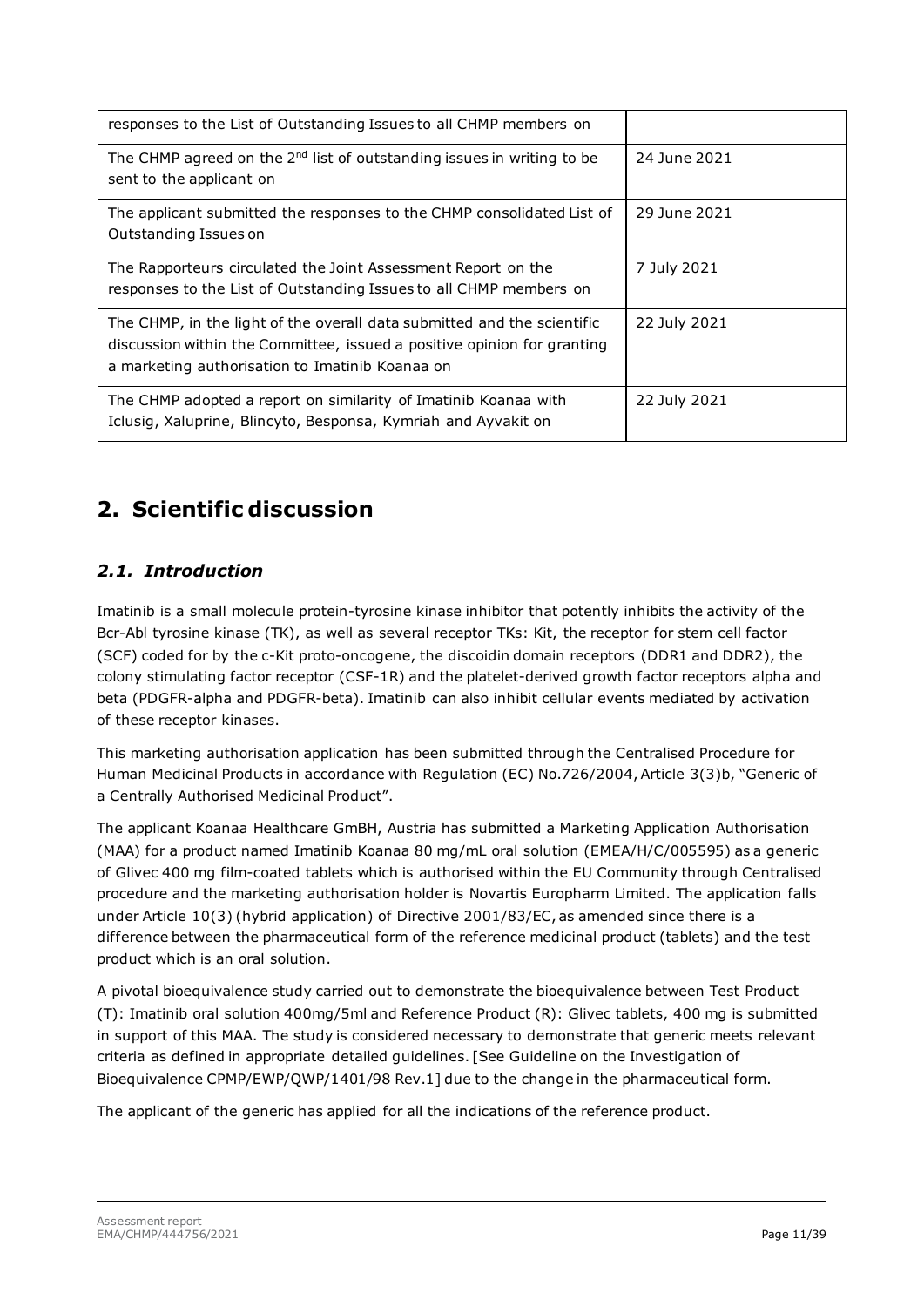| | |
|---|---|
| responses to the List of Outstanding Issues to all CHMP members on | |
| The CHMP agreed on the 2nd list of outstanding issues in writing to be sent to the applicant on | 24 June 2021 |
| The applicant submitted the responses to the CHMP consolidated List of Outstanding Issues on | 29 June 2021 |
| The Rapporteurs circulated the Joint Assessment Report on the responses to the List of Outstanding Issues to all CHMP members on | 7 July 2021 |
| The CHMP, in the light of the overall data submitted and the scientific discussion within the Committee, issued a positive opinion for granting a marketing authorisation to Imatinib Koanaa on | 22 July 2021 |
| The CHMP adopted a report on similarity of Imatinib Koanaa with Iclusig, Xaluprine, Blincyto, Besponsa, Kymriah and Ayvakit on | 22 July 2021 |

# 2. Scientific discussion

## *2.1. Introduction*

Imatinib is a small molecule protein-tyrosine kinase inhibitor that potently inhibits the activity of the Bcr-Abl tyrosine kinase (TK), as well as several receptor TKs: Kit, the receptor for stem cell factor (SCF) coded for by the c-Kit proto-oncogene, the discoidin domain receptors (DDR1 and DDR2), the colony stimulating factor receptor (CSF-1R) and the platelet-derived growth factor receptors alpha and beta (PDGFR-alpha and PDGFR-beta). Imatinib can also inhibit cellular events mediated by activation of these receptor kinases.

This marketing authorisation application has been submitted through the Centralised Procedure for Human Medicinal Products in accordance with Regulation (EC) No.726/2004, Article 3(3)b, "Generic of a Centrally Authorised Medicinal Product".

The applicant Koanaa Healthcare GmBH, Austria has submitted a Marketing Application Authorisation (MAA) for a product named Imatinib Koanaa 80 mg/mL oral solution (EMEA/H/C/005595) as a generic of Glivec 400 mg film-coated tablets which is authorised within the EU Community through Centralised procedure and the marketing authorisation holder is Novartis Europharm Limited. The application falls under Article 10(3) (hybrid application) of Directive 2001/83/EC, as amended since there is a difference between the pharmaceutical form of the reference medicinal product (tablets) and the test product which is an oral solution.

A pivotal bioequivalence study carried out to demonstrate the bioequivalence between Test Product (T): Imatinib oral solution 400mg/5ml and Reference Product (R): Glivec tablets, 400 mg is submitted in support of this MAA. The study is considered necessary to demonstrate that generic meets relevant criteria as defined in appropriate detailed guidelines. [See Guideline on the Investigation of Bioequivalence CPMP/EWP/QWP/1401/98 Rev.1] due to the change in the pharmaceutical form.

The applicant of the generic has applied for all the indications of the reference product.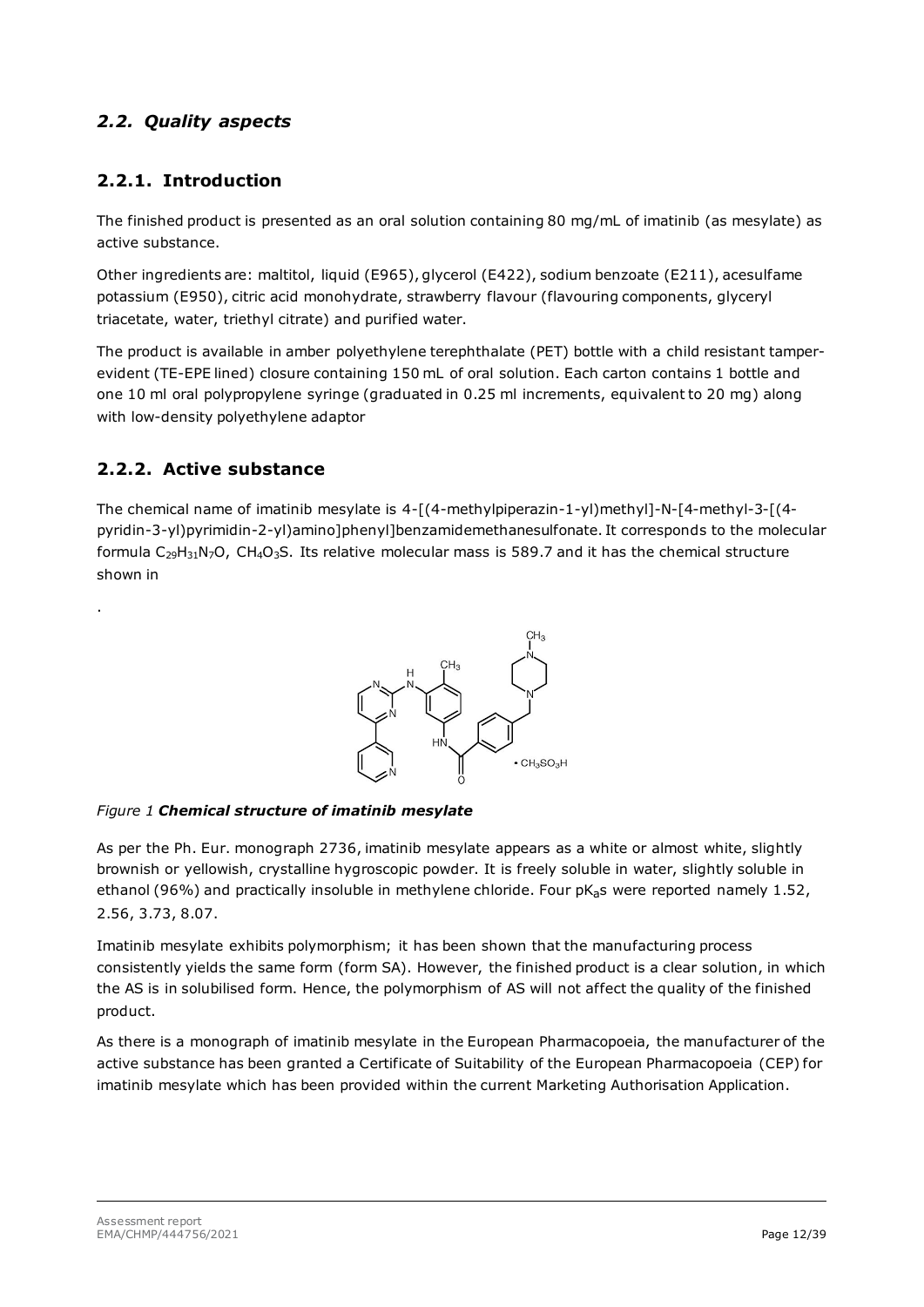## *2.2. Quality aspects*

### 2.2.1. Introduction

The finished product is presented as an oral solution containing 80 mg/mL of imatinib (as mesylate) as active substance.

Other ingredients are: maltitol, liquid (E965), glycerol (E422), sodium benzoate (E211), acesulfame potassium (E950), citric acid monohydrate, strawberry flavour (flavouring components, glyceryl triacetate, water, triethyl citrate) and purified water.

The product is available in amber polyethylene terephthalate (PET) bottle with a child resistant tamper-evident (TE-EPE lined) closure containing 150 mL of oral solution. Each carton contains 1 bottle and one 10 ml oral polypropylene syringe (graduated in 0.25 ml increments, equivalent to 20 mg) along with low-density polyethylene adaptor

### 2.2.2. Active substance

The chemical name of imatinib mesylate is 4-[(4-methylpiperazin-1-yl)methyl]-N-[4-methyl-3-[(4-pyridin-3-yl)pyrimidin-2-yl)amino]phenyl]benzamidemethanesulfonate. It corresponds to the molecular formula $C_{29}H_{31}N_7O$, $CH_4O_3S$. Its relative molecular mass is 589.7 and it has the chemical structure shown in

.

*Figure 1* ***Chemical structure of imatinib mesylate***

As per the Ph. Eur. monograph 2736, imatinib mesylate appears as a white or almost white, slightly brownish or yellowish, crystalline hygroscopic powder. It is freely soluble in water, slightly soluble in ethanol (96%) and practically insoluble in methylene chloride. Four $pK_a$s were reported namely 1.52, 2.56, 3.73, 8.07.

Imatinib mesylate exhibits polymorphism; it has been shown that the manufacturing process consistently yields the same form (form SA). However, the finished product is a clear solution, in which the AS is in solubilised form. Hence, the polymorphism of AS will not affect the quality of the finished product.

As there is a monograph of imatinib mesylate in the European Pharmacopoeia, the manufacturer of the active substance has been granted a Certificate of Suitability of the European Pharmacopoeia (CEP) for imatinib mesylate which has been provided within the current Marketing Authorisation Application.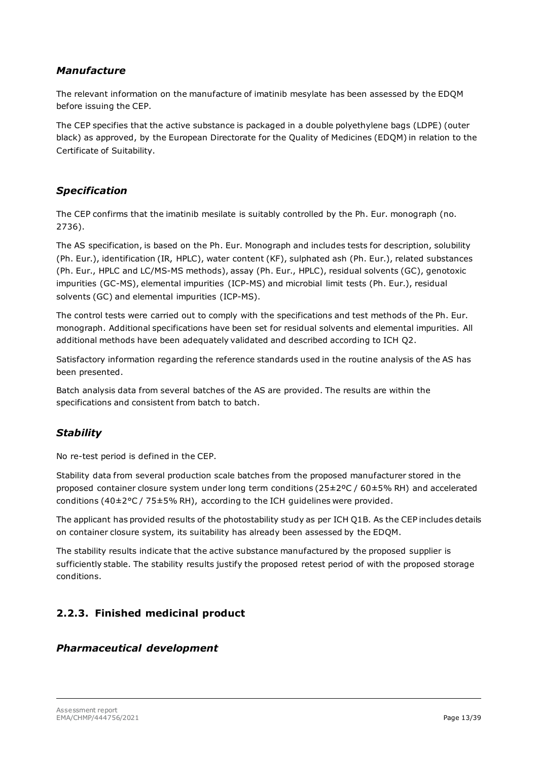### *Manufacture*

The relevant information on the manufacture of imatinib mesylate has been assessed by the EDQM before issuing the CEP.

The CEP specifies that the active substance is packaged in a double polyethylene bags (LDPE) (outer black) as approved, by the European Directorate for the Quality of Medicines (EDQM) in relation to the Certificate of Suitability.

### *Specification*

The CEP confirms that the imatinib mesilate is suitably controlled by the Ph. Eur. monograph (no. 2736).

The AS specification, is based on the Ph. Eur. Monograph and includes tests for description, solubility (Ph. Eur.), identification (IR, HPLC), water content (KF), sulphated ash (Ph. Eur.), related substances (Ph. Eur., HPLC and LC/MS-MS methods), assay (Ph. Eur., HPLC), residual solvents (GC), genotoxic impurities (GC-MS), elemental impurities (ICP-MS) and microbial limit tests (Ph. Eur.), residual solvents (GC) and elemental impurities (ICP-MS).

The control tests were carried out to comply with the specifications and test methods of the Ph. Eur. monograph. Additional specifications have been set for residual solvents and elemental impurities. All additional methods have been adequately validated and described according to ICH Q2.

Satisfactory information regarding the reference standards used in the routine analysis of the AS has been presented.

Batch analysis data from several batches of the AS are provided. The results are within the specifications and consistent from batch to batch.

### *Stability*

No re-test period is defined in the CEP.

Stability data from several production scale batches from the proposed manufacturer stored in the proposed container closure system under long term conditions (25±2ºC / 60±5% RH) and accelerated conditions (40±2°C / 75±5% RH), according to the ICH guidelines were provided.

The applicant has provided results of the photostability study as per ICH Q1B. As the CEP includes details on container closure system, its suitability has already been assessed by the EDQM.

The stability results indicate that the active substance manufactured by the proposed supplier is sufficiently stable. The stability results justify the proposed retest period of with the proposed storage conditions.

## 2.2.3. Finished medicinal product

### *Pharmaceutical development*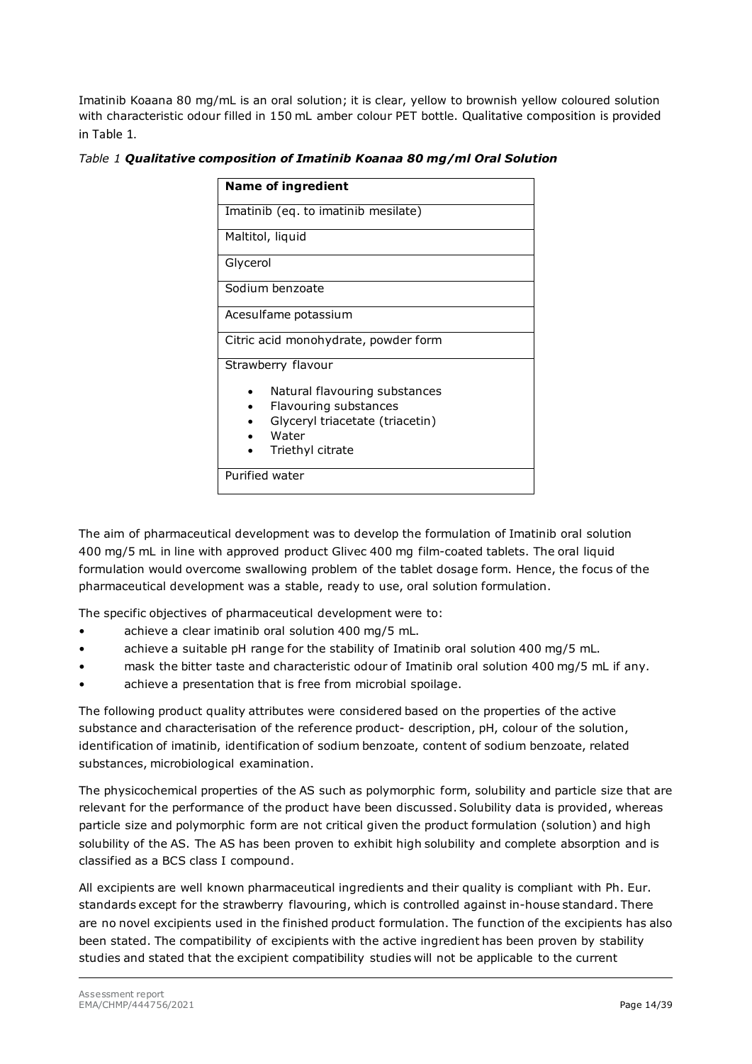Imatinib Koaana 80 mg/mL is an oral solution; it is clear, yellow to brownish yellow coloured solution with characteristic odour filled in 150 mL amber colour PET bottle. Qualitative composition is provided in Table 1.

*Table 1* ***Qualitative composition of Imatinib Koanaa 80 mg/ml Oral Solution***

| **Name of ingredient** |
| --- |
| Imatinib (eq. to imatinib mesilate) |
| Maltitol, liquid |
| Glycerol |
| Sodium benzoate |
| Acesulfame potassium |
| Citric acid monohydrate, powder form |
| Strawberry flavour<br>• Natural flavouring substances<br>• Flavouring substances<br>• Glyceryl triacetate (triacetin)<br>• Water<br>• Triethyl citrate |
| Purified water |

The aim of pharmaceutical development was to develop the formulation of Imatinib oral solution 400 mg/5 mL in line with approved product Glivec 400 mg film-coated tablets. The oral liquid formulation would overcome swallowing problem of the tablet dosage form. Hence, the focus of the pharmaceutical development was a stable, ready to use, oral solution formulation.

The specific objectives of pharmaceutical development were to:

- achieve a clear imatinib oral solution 400 mg/5 mL.
- achieve a suitable pH range for the stability of Imatinib oral solution 400 mg/5 mL.
- mask the bitter taste and characteristic odour of Imatinib oral solution 400 mg/5 mL if any.
- achieve a presentation that is free from microbial spoilage.

The following product quality attributes were considered based on the properties of the active substance and characterisation of the reference product- description, pH, colour of the solution, identification of imatinib, identification of sodium benzoate, content of sodium benzoate, related substances, microbiological examination.

The physicochemical properties of the AS such as polymorphic form, solubility and particle size that are relevant for the performance of the product have been discussed. Solubility data is provided, whereas particle size and polymorphic form are not critical given the product formulation (solution) and high solubility of the AS. The AS has been proven to exhibit high solubility and complete absorption and is classified as a BCS class I compound.

All excipients are well known pharmaceutical ingredients and their quality is compliant with Ph. Eur. standards except for the strawberry flavouring, which is controlled against in-house standard. There are no novel excipients used in the finished product formulation. The function of the excipients has also been stated. The compatibility of excipients with the active ingredient has been proven by stability studies and stated that the excipient compatibility studies will not be applicable to the current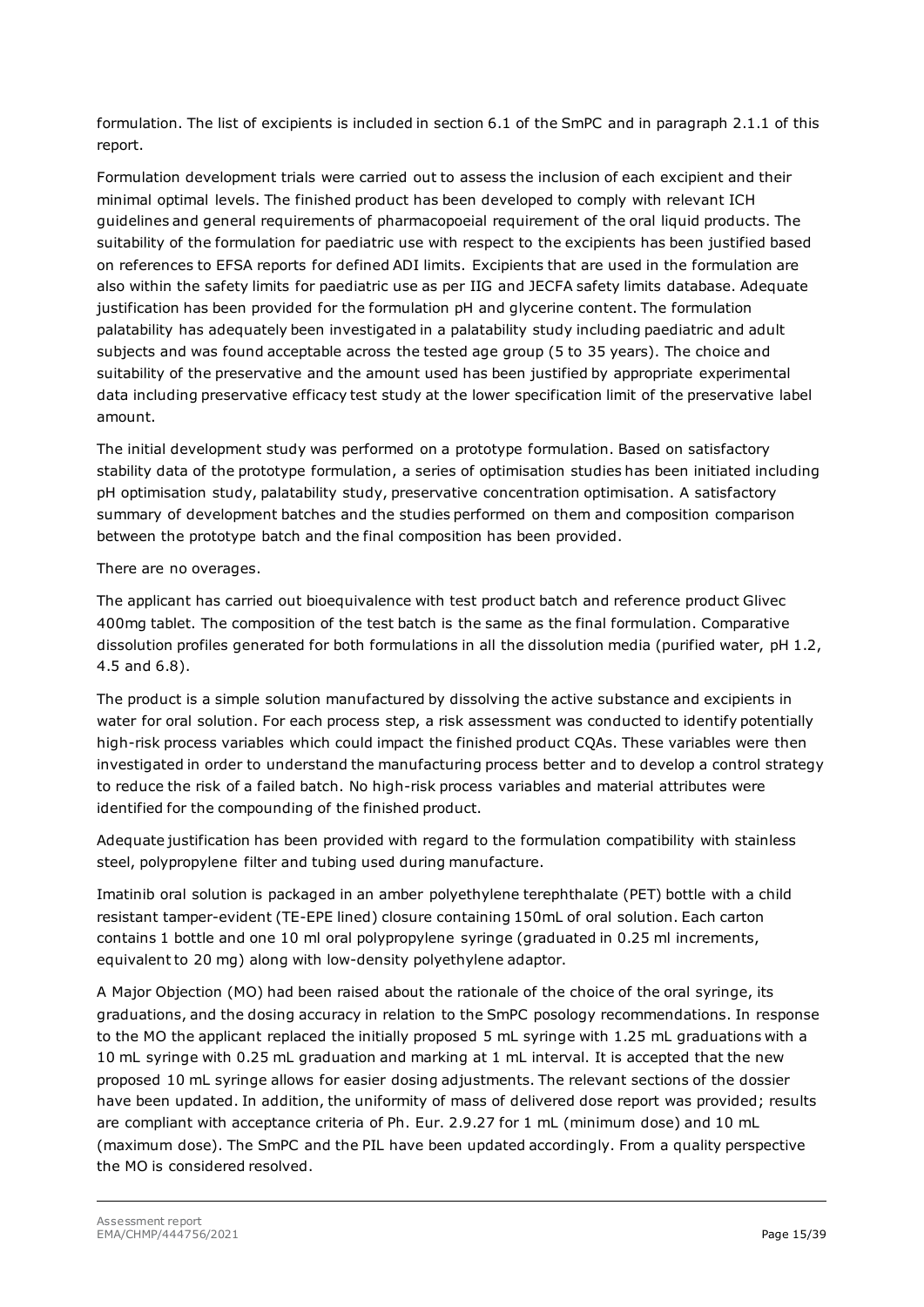formulation. The list of excipients is included in section 6.1 of the SmPC and in paragraph 2.1.1 of this report.

Formulation development trials were carried out to assess the inclusion of each excipient and their minimal optimal levels. The finished product has been developed to comply with relevant ICH guidelines and general requirements of pharmacopoeial requirement of the oral liquid products. The suitability of the formulation for paediatric use with respect to the excipients has been justified based on references to EFSA reports for defined ADI limits. Excipients that are used in the formulation are also within the safety limits for paediatric use as per IIG and JECFA safety limits database. Adequate justification has been provided for the formulation pH and glycerine content. The formulation palatability has adequately been investigated in a palatability study including paediatric and adult subjects and was found acceptable across the tested age group (5 to 35 years). The choice and suitability of the preservative and the amount used has been justified by appropriate experimental data including preservative efficacy test study at the lower specification limit of the preservative label amount.

The initial development study was performed on a prototype formulation. Based on satisfactory stability data of the prototype formulation, a series of optimisation studies has been initiated including pH optimisation study, palatability study, preservative concentration optimisation. A satisfactory summary of development batches and the studies performed on them and composition comparison between the prototype batch and the final composition has been provided.

There are no overages.

The applicant has carried out bioequivalence with test product batch and reference product Glivec 400mg tablet. The composition of the test batch is the same as the final formulation. Comparative dissolution profiles generated for both formulations in all the dissolution media (purified water, pH 1.2, 4.5 and 6.8).

The product is a simple solution manufactured by dissolving the active substance and excipients in water for oral solution. For each process step, a risk assessment was conducted to identify potentially high-risk process variables which could impact the finished product CQAs. These variables were then investigated in order to understand the manufacturing process better and to develop a control strategy to reduce the risk of a failed batch. No high-risk process variables and material attributes were identified for the compounding of the finished product.

Adequate justification has been provided with regard to the formulation compatibility with stainless steel, polypropylene filter and tubing used during manufacture.

Imatinib oral solution is packaged in an amber polyethylene terephthalate (PET) bottle with a child resistant tamper-evident (TE-EPE lined) closure containing 150mL of oral solution. Each carton contains 1 bottle and one 10 ml oral polypropylene syringe (graduated in 0.25 ml increments, equivalent to 20 mg) along with low-density polyethylene adaptor.

A Major Objection (MO) had been raised about the rationale of the choice of the oral syringe, its graduations, and the dosing accuracy in relation to the SmPC posology recommendations. In response to the MO the applicant replaced the initially proposed 5 mL syringe with 1.25 mL graduations with a 10 mL syringe with 0.25 mL graduation and marking at 1 mL interval. It is accepted that the new proposed 10 mL syringe allows for easier dosing adjustments. The relevant sections of the dossier have been updated. In addition, the uniformity of mass of delivered dose report was provided; results are compliant with acceptance criteria of Ph. Eur. 2.9.27 for 1 mL (minimum dose) and 10 mL (maximum dose). The SmPC and the PIL have been updated accordingly. From a quality perspective the MO is considered resolved.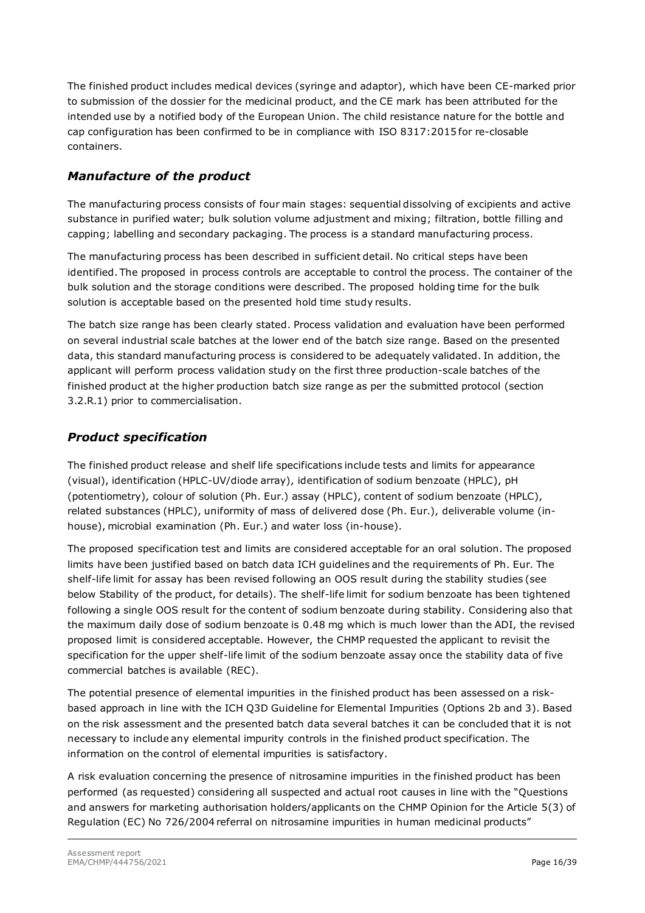The finished product includes medical devices (syringe and adaptor), which have been CE-marked prior to submission of the dossier for the medicinal product, and the CE mark has been attributed for the intended use by a notified body of the European Union. The child resistance nature for the bottle and cap configuration has been confirmed to be in compliance with ISO 8317:2015 for re-closable containers.

### *Manufacture of the product*

The manufacturing process consists of four main stages: sequential dissolving of excipients and active substance in purified water; bulk solution volume adjustment and mixing; filtration, bottle filling and capping; labelling and secondary packaging. The process is a standard manufacturing process.

The manufacturing process has been described in sufficient detail. No critical steps have been identified. The proposed in process controls are acceptable to control the process. The container of the bulk solution and the storage conditions were described. The proposed holding time for the bulk solution is acceptable based on the presented hold time study results.

The batch size range has been clearly stated. Process validation and evaluation have been performed on several industrial scale batches at the lower end of the batch size range. Based on the presented data, this standard manufacturing process is considered to be adequately validated. In addition, the applicant will perform process validation study on the first three production-scale batches of the finished product at the higher production batch size range as per the submitted protocol (section 3.2.R.1) prior to commercialisation.

### *Product specification*

The finished product release and shelf life specifications include tests and limits for appearance (visual), identification (HPLC-UV/diode array), identification of sodium benzoate (HPLC), pH (potentiometry), colour of solution (Ph. Eur.) assay (HPLC), content of sodium benzoate (HPLC), related substances (HPLC), uniformity of mass of delivered dose (Ph. Eur.), deliverable volume (in-house), microbial examination (Ph. Eur.) and water loss (in-house).

The proposed specification test and limits are considered acceptable for an oral solution. The proposed limits have been justified based on batch data ICH guidelines and the requirements of Ph. Eur. The shelf-life limit for assay has been revised following an OOS result during the stability studies (see below Stability of the product, for details). The shelf-life limit for sodium benzoate has been tightened following a single OOS result for the content of sodium benzoate during stability. Considering also that the maximum daily dose of sodium benzoate is 0.48 mg which is much lower than the ADI, the revised proposed limit is considered acceptable. However, the CHMP requested the applicant to revisit the specification for the upper shelf-life limit of the sodium benzoate assay once the stability data of five commercial batches is available (REC).

The potential presence of elemental impurities in the finished product has been assessed on a risk-based approach in line with the ICH Q3D Guideline for Elemental Impurities (Options 2b and 3). Based on the risk assessment and the presented batch data several batches it can be concluded that it is not necessary to include any elemental impurity controls in the finished product specification. The information on the control of elemental impurities is satisfactory.

A risk evaluation concerning the presence of nitrosamine impurities in the finished product has been performed (as requested) considering all suspected and actual root causes in line with the "Questions and answers for marketing authorisation holders/applicants on the CHMP Opinion for the Article 5(3) of Regulation (EC) No 726/2004 referral on nitrosamine impurities in human medicinal products"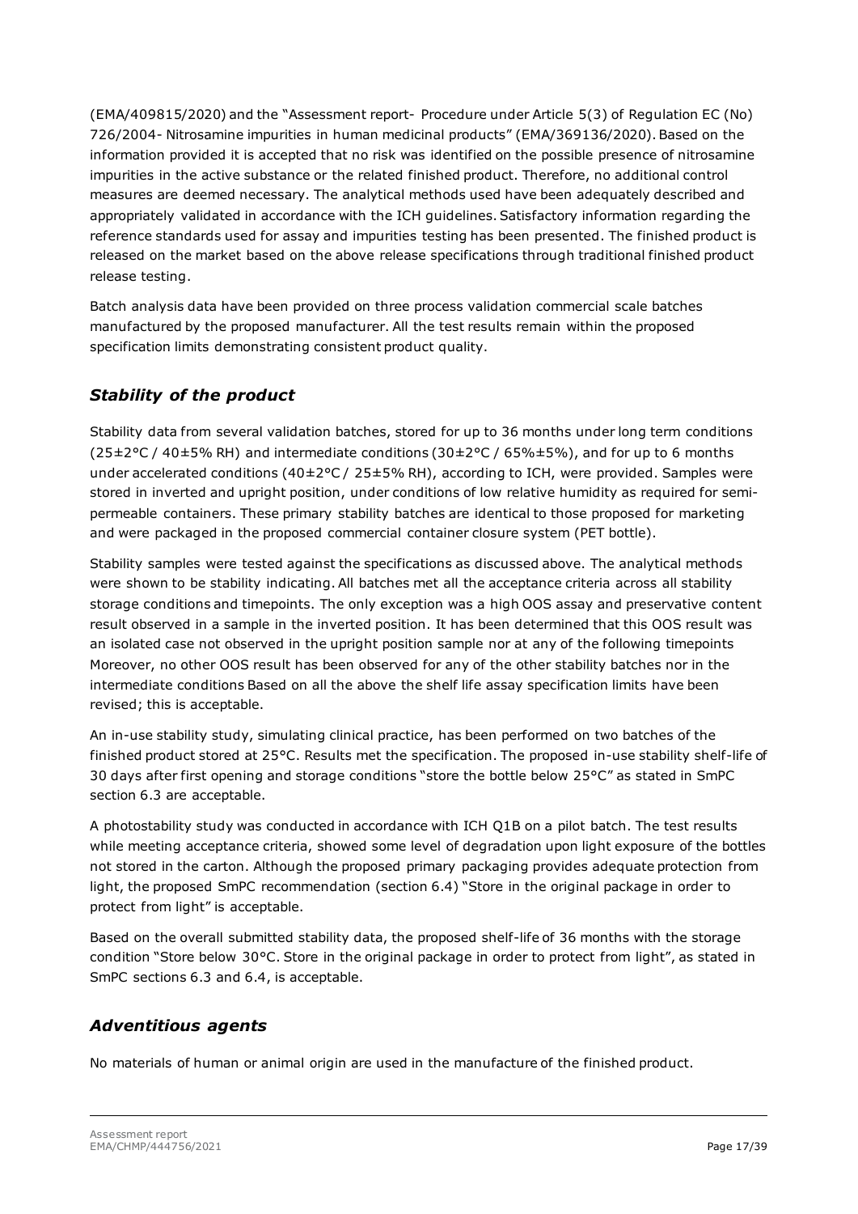(EMA/409815/2020) and the "Assessment report- Procedure under Article 5(3) of Regulation EC (No) 726/2004- Nitrosamine impurities in human medicinal products" (EMA/369136/2020). Based on the information provided it is accepted that no risk was identified on the possible presence of nitrosamine impurities in the active substance or the related finished product. Therefore, no additional control measures are deemed necessary. The analytical methods used have been adequately described and appropriately validated in accordance with the ICH guidelines. Satisfactory information regarding the reference standards used for assay and impurities testing has been presented. The finished product is released on the market based on the above release specifications through traditional finished product release testing.

Batch analysis data have been provided on three process validation commercial scale batches manufactured by the proposed manufacturer. All the test results remain within the proposed specification limits demonstrating consistent product quality.

## *Stability of the product*

Stability data from several validation batches, stored for up to 36 months under long term conditions (25±2°C / 40±5% RH) and intermediate conditions (30±2°C / 65%±5%), and for up to 6 months under accelerated conditions (40±2°C / 25±5% RH), according to ICH, were provided. Samples were stored in inverted and upright position, under conditions of low relative humidity as required for semi-permeable containers. These primary stability batches are identical to those proposed for marketing and were packaged in the proposed commercial container closure system (PET bottle).

Stability samples were tested against the specifications as discussed above. The analytical methods were shown to be stability indicating. All batches met all the acceptance criteria across all stability storage conditions and timepoints. The only exception was a high OOS assay and preservative content result observed in a sample in the inverted position. It has been determined that this OOS result was an isolated case not observed in the upright position sample nor at any of the following timepoints Moreover, no other OOS result has been observed for any of the other stability batches nor in the intermediate conditions Based on all the above the shelf life assay specification limits have been revised; this is acceptable.

An in-use stability study, simulating clinical practice, has been performed on two batches of the finished product stored at 25°C. Results met the specification. The proposed in-use stability shelf-life of 30 days after first opening and storage conditions "store the bottle below 25°C" as stated in SmPC section 6.3 are acceptable.

A photostability study was conducted in accordance with ICH Q1B on a pilot batch. The test results while meeting acceptance criteria, showed some level of degradation upon light exposure of the bottles not stored in the carton. Although the proposed primary packaging provides adequate protection from light, the proposed SmPC recommendation (section 6.4) "Store in the original package in order to protect from light" is acceptable.

Based on the overall submitted stability data, the proposed shelf-life of 36 months with the storage condition "Store below 30°C. Store in the original package in order to protect from light", as stated in SmPC sections 6.3 and 6.4, is acceptable.

## *Adventitious agents*

No materials of human or animal origin are used in the manufacture of the finished product.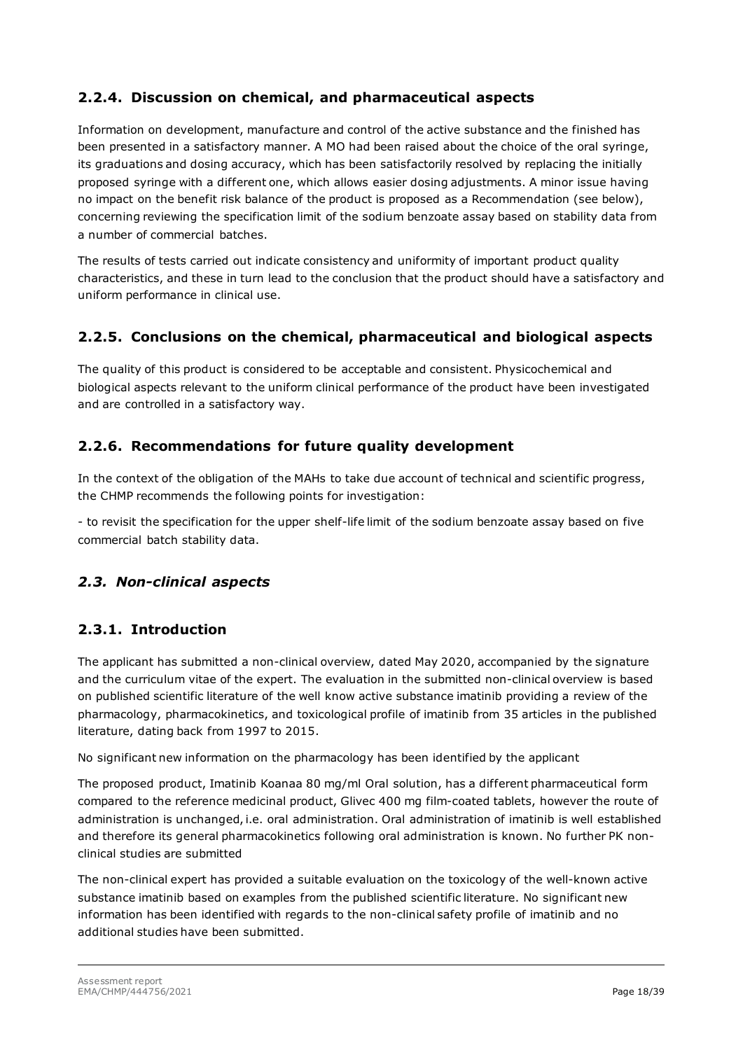### 2.2.4. Discussion on chemical, and pharmaceutical aspects

Information on development, manufacture and control of the active substance and the finished has been presented in a satisfactory manner. A MO had been raised about the choice of the oral syringe, its graduations and dosing accuracy, which has been satisfactorily resolved by replacing the initially proposed syringe with a different one, which allows easier dosing adjustments. A minor issue having no impact on the benefit risk balance of the product is proposed as a Recommendation (see below), concerning reviewing the specification limit of the sodium benzoate assay based on stability data from a number of commercial batches.

The results of tests carried out indicate consistency and uniformity of important product quality characteristics, and these in turn lead to the conclusion that the product should have a satisfactory and uniform performance in clinical use.

### 2.2.5. Conclusions on the chemical, pharmaceutical and biological aspects

The quality of this product is considered to be acceptable and consistent. Physicochemical and biological aspects relevant to the uniform clinical performance of the product have been investigated and are controlled in a satisfactory way.

### 2.2.6. Recommendations for future quality development

In the context of the obligation of the MAHs to take due account of technical and scientific progress, the CHMP recommends the following points for investigation:

- to revisit the specification for the upper shelf-life limit of the sodium benzoate assay based on five commercial batch stability data.

## *2.3. Non-clinical aspects*

### 2.3.1. Introduction

The applicant has submitted a non-clinical overview, dated May 2020, accompanied by the signature and the curriculum vitae of the expert. The evaluation in the submitted non-clinical overview is based on published scientific literature of the well know active substance imatinib providing a review of the pharmacology, pharmacokinetics, and toxicological profile of imatinib from 35 articles in the published literature, dating back from 1997 to 2015.

No significant new information on the pharmacology has been identified by the applicant

The proposed product, Imatinib Koanaa 80 mg/ml Oral solution, has a different pharmaceutical form compared to the reference medicinal product, Glivec 400 mg film-coated tablets, however the route of administration is unchanged, i.e. oral administration. Oral administration of imatinib is well established and therefore its general pharmacokinetics following oral administration is known. No further PK non-clinical studies are submitted

The non-clinical expert has provided a suitable evaluation on the toxicology of the well-known active substance imatinib based on examples from the published scientific literature. No significant new information has been identified with regards to the non-clinical safety profile of imatinib and no additional studies have been submitted.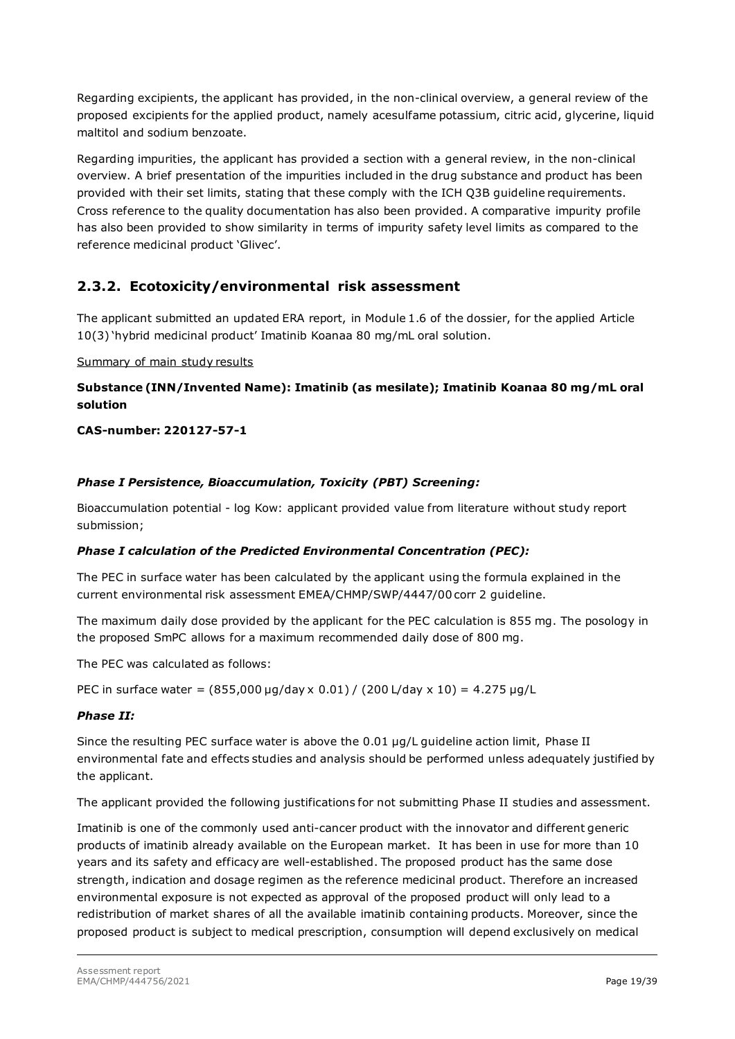Regarding excipients, the applicant has provided, in the non-clinical overview, a general review of the proposed excipients for the applied product, namely acesulfame potassium, citric acid, glycerine, liquid maltitol and sodium benzoate.

Regarding impurities, the applicant has provided a section with a general review, in the non-clinical overview. A brief presentation of the impurities included in the drug substance and product has been provided with their set limits, stating that these comply with the ICH Q3B guideline requirements. Cross reference to the quality documentation has also been provided. A comparative impurity profile has also been provided to show similarity in terms of impurity safety level limits as compared to the reference medicinal product 'Glivec'.

## 2.3.2. Ecotoxicity/environmental risk assessment

The applicant submitted an updated ERA report, in Module 1.6 of the dossier, for the applied Article 10(3) 'hybrid medicinal product' Imatinib Koanaa 80 mg/mL oral solution.

Summary of main study results

**Substance (INN/Invented Name): Imatinib (as mesilate); Imatinib Koanaa 80 mg/mL oral solution**

**CAS-number: 220127-57-1**

***Phase I Persistence, Bioaccumulation, Toxicity (PBT) Screening:***

Bioaccumulation potential - log Kow: applicant provided value from literature without study report submission;

***Phase I calculation of the Predicted Environmental Concentration (PEC):***

The PEC in surface water has been calculated by the applicant using the formula explained in the current environmental risk assessment EMEA/CHMP/SWP/4447/00 corr 2 guideline.

The maximum daily dose provided by the applicant for the PEC calculation is 855 mg. The posology in the proposed SmPC allows for a maximum recommended daily dose of 800 mg.

The PEC was calculated as follows:

PEC in surface water = (855,000 µg/day x 0.01) / (200 L/day x 10) = 4.275 µg/L

***Phase II:***

Since the resulting PEC surface water is above the 0.01 µg/L guideline action limit, Phase II environmental fate and effects studies and analysis should be performed unless adequately justified by the applicant.

The applicant provided the following justifications for not submitting Phase II studies and assessment.

Imatinib is one of the commonly used anti-cancer product with the innovator and different generic products of imatinib already available on the European market. It has been in use for more than 10 years and its safety and efficacy are well-established. The proposed product has the same dose strength, indication and dosage regimen as the reference medicinal product. Therefore an increased environmental exposure is not expected as approval of the proposed product will only lead to a redistribution of market shares of all the available imatinib containing products. Moreover, since the proposed product is subject to medical prescription, consumption will depend exclusively on medical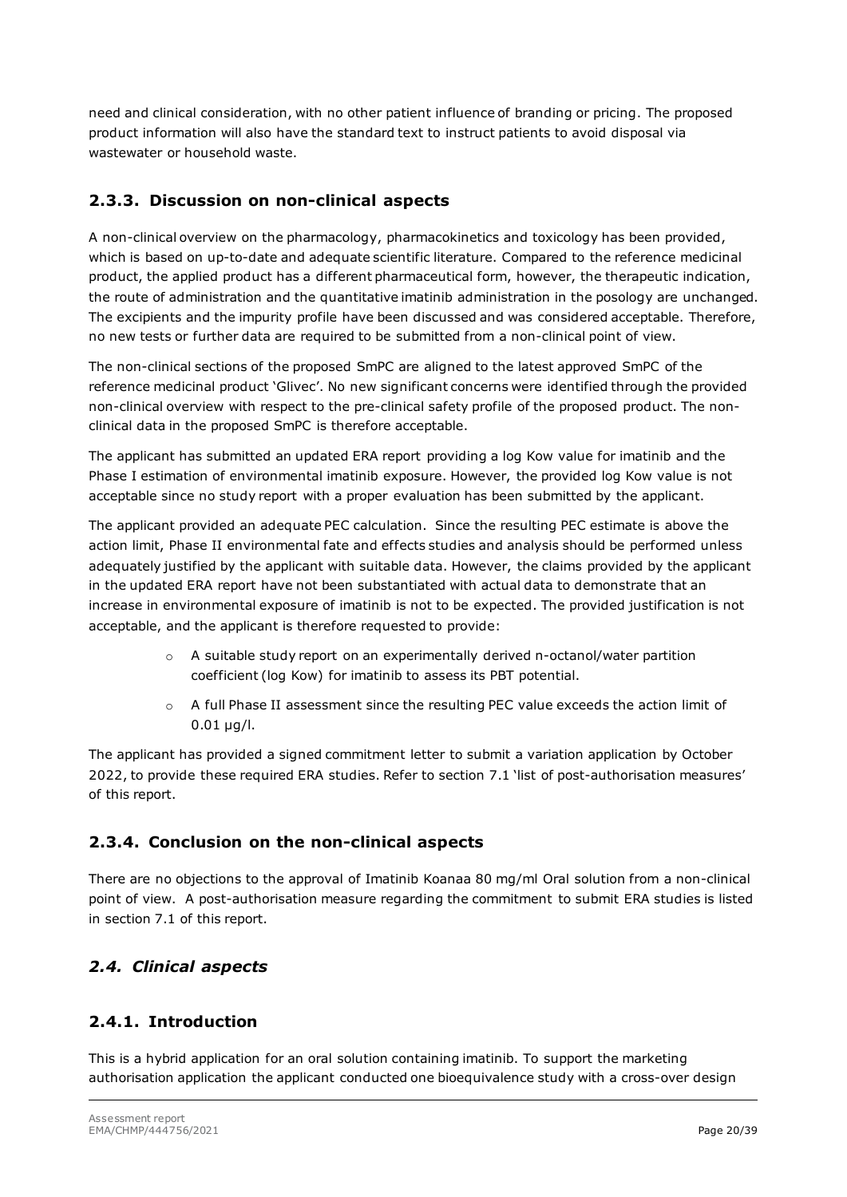need and clinical consideration, with no other patient influence of branding or pricing. The proposed product information will also have the standard text to instruct patients to avoid disposal via wastewater or household waste.

### 2.3.3. Discussion on non-clinical aspects

A non-clinical overview on the pharmacology, pharmacokinetics and toxicology has been provided, which is based on up-to-date and adequate scientific literature. Compared to the reference medicinal product, the applied product has a different pharmaceutical form, however, the therapeutic indication, the route of administration and the quantitative imatinib administration in the posology are unchanged. The excipients and the impurity profile have been discussed and was considered acceptable. Therefore, no new tests or further data are required to be submitted from a non-clinical point of view.

The non-clinical sections of the proposed SmPC are aligned to the latest approved SmPC of the reference medicinal product 'Glivec'. No new significant concerns were identified through the provided non-clinical overview with respect to the pre-clinical safety profile of the proposed product. The non-clinical data in the proposed SmPC is therefore acceptable.

The applicant has submitted an updated ERA report providing a log Kow value for imatinib and the Phase I estimation of environmental imatinib exposure. However, the provided log Kow value is not acceptable since no study report with a proper evaluation has been submitted by the applicant.

The applicant provided an adequate PEC calculation. Since the resulting PEC estimate is above the action limit, Phase II environmental fate and effects studies and analysis should be performed unless adequately justified by the applicant with suitable data. However, the claims provided by the applicant in the updated ERA report have not been substantiated with actual data to demonstrate that an increase in environmental exposure of imatinib is not to be expected. The provided justification is not acceptable, and the applicant is therefore requested to provide:

- A suitable study report on an experimentally derived n-octanol/water partition coefficient (log Kow) for imatinib to assess its PBT potential.
- A full Phase II assessment since the resulting PEC value exceeds the action limit of 0.01 µg/l.

The applicant has provided a signed commitment letter to submit a variation application by October 2022, to provide these required ERA studies. Refer to section 7.1 'list of post-authorisation measures' of this report.

### 2.3.4. Conclusion on the non-clinical aspects

There are no objections to the approval of Imatinib Koanaa 80 mg/ml Oral solution from a non-clinical point of view. A post-authorisation measure regarding the commitment to submit ERA studies is listed in section 7.1 of this report.

## *2.4. Clinical aspects*

### 2.4.1. Introduction

This is a hybrid application for an oral solution containing imatinib. To support the marketing authorisation application the applicant conducted one bioequivalence study with a cross-over design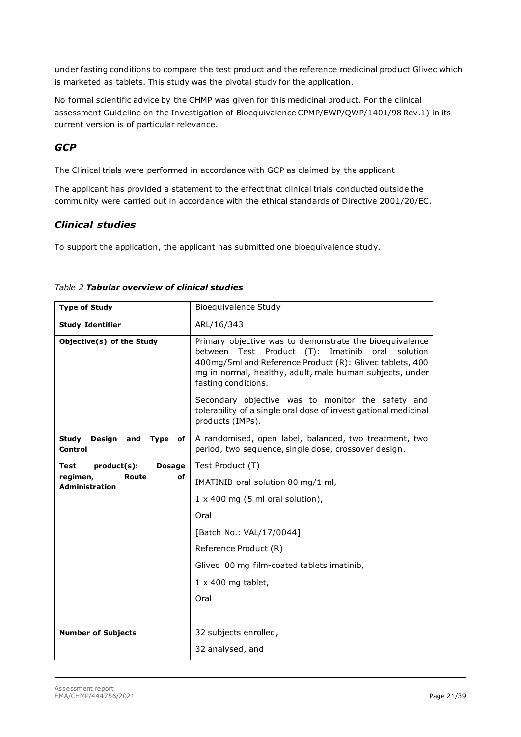under fasting conditions to compare the test product and the reference medicinal product Glivec which is marketed as tablets. This study was the pivotal study for the application.

No formal scientific advice by the CHMP was given for this medicinal product. For the clinical assessment Guideline on the Investigation of Bioequivalence CPMP/EWP/QWP/1401/98 Rev.1) in its current version is of particular relevance.

## *GCP*

The Clinical trials were performed in accordance with GCP as claimed by the applicant

The applicant has provided a statement to the effect that clinical trials conducted outside the community were carried out in accordance with the ethical standards of Directive 2001/20/EC.

## *Clinical studies*

To support the application, the applicant has submitted one bioequivalence study.

*Table 2* ***Tabular overview of clinical studies***

| **Type of Study** | Bioequivalence Study |
|---|---|
| **Study Identifier** | ARL/16/343 |
| **Objective(s) of the Study** | Primary objective was to demonstrate the bioequivalence between Test Product (T): Imatinib oral solution 400mg/5ml and Reference Product (R): Glivec tablets, 400 mg in normal, healthy, adult, male human subjects, under fasting conditions.<br><br>Secondary objective was to monitor the safety and tolerability of a single oral dose of investigational medicinal products (IMPs). |
| **Study Design and Type of Control** | A randomised, open label, balanced, two treatment, two period, two sequence, single dose, crossover design. |
| **Test product(s): Dosage regimen, Route of Administration** | Test Product (T)<br><br>IMATINIB oral solution 80 mg/1 ml,<br><br>1 x 400 mg (5 ml oral solution),<br><br>Oral<br><br>[Batch No.: VAL/17/0044]<br><br>Reference Product (R)<br><br>Glivec 00 mg film-coated tablets imatinib,<br><br>1 x 400 mg tablet,<br><br>Oral |
| **Number of Subjects** | 32 subjects enrolled,<br><br>32 analysed, and |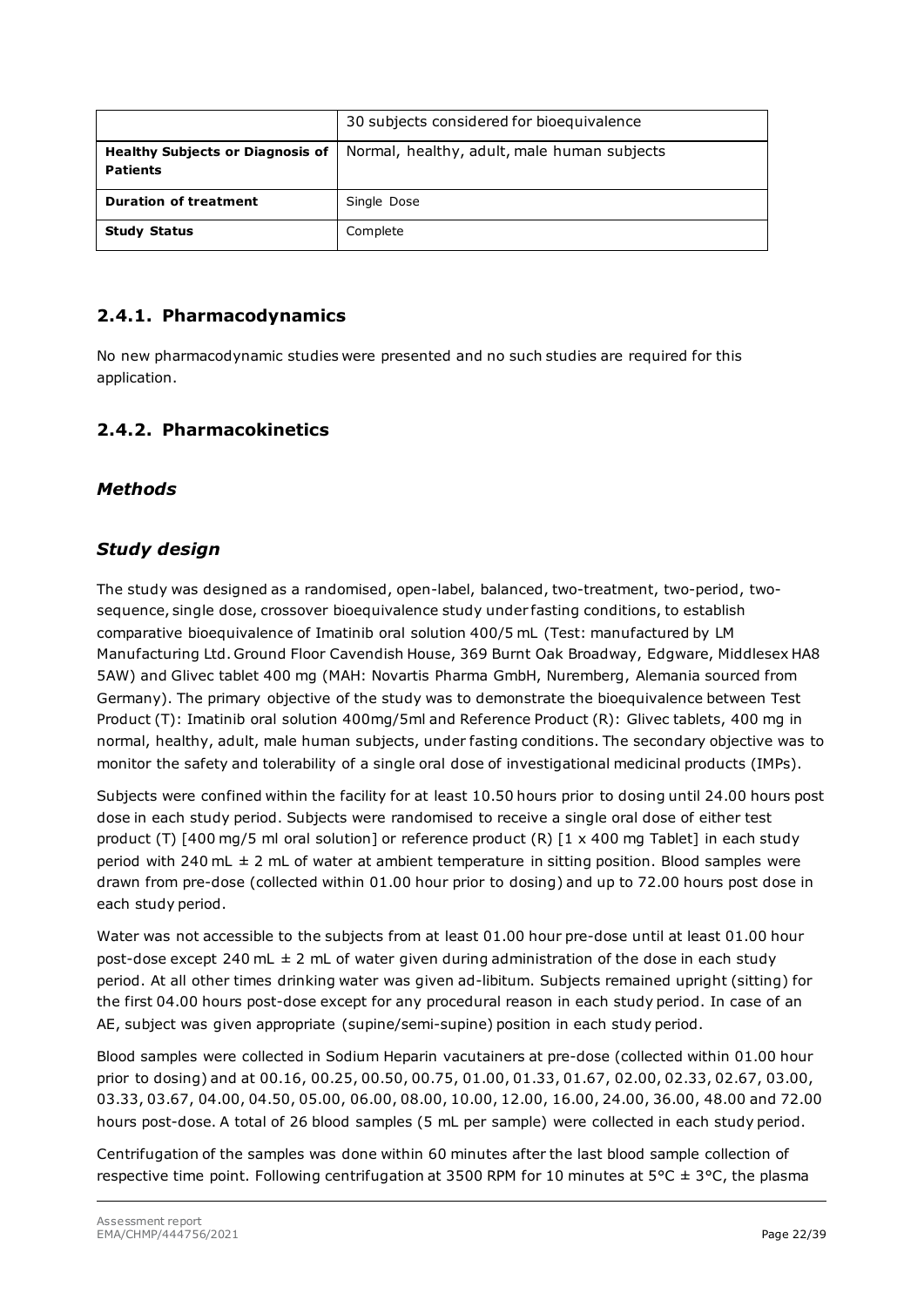| | 30 subjects considered for bioequivalence |
|---|---|
| **Healthy Subjects or Diagnosis of Patients** | Normal, healthy, adult, male human subjects |
| **Duration of treatment** | Single Dose |
| **Study Status** | Complete |

## 2.4.1. Pharmacodynamics

No new pharmacodynamic studies were presented and no such studies are required for this application.

## 2.4.2. Pharmacokinetics

### *Methods*

### *Study design*

The study was designed as a randomised, open-label, balanced, two-treatment, two-period, two-sequence, single dose, crossover bioequivalence study under fasting conditions, to establish comparative bioequivalence of Imatinib oral solution 400/5 mL (Test: manufactured by LM Manufacturing Ltd. Ground Floor Cavendish House, 369 Burnt Oak Broadway, Edgware, Middlesex HA8 5AW) and Glivec tablet 400 mg (MAH: Novartis Pharma GmbH, Nuremberg, Alemania sourced from Germany). The primary objective of the study was to demonstrate the bioequivalence between Test Product (T): Imatinib oral solution 400mg/5ml and Reference Product (R): Glivec tablets, 400 mg in normal, healthy, adult, male human subjects, under fasting conditions. The secondary objective was to monitor the safety and tolerability of a single oral dose of investigational medicinal products (IMPs).

Subjects were confined within the facility for at least 10.50 hours prior to dosing until 24.00 hours post dose in each study period. Subjects were randomised to receive a single oral dose of either test product (T) [400 mg/5 ml oral solution] or reference product (R) [1 x 400 mg Tablet] in each study period with 240 mL ± 2 mL of water at ambient temperature in sitting position. Blood samples were drawn from pre-dose (collected within 01.00 hour prior to dosing) and up to 72.00 hours post dose in each study period.

Water was not accessible to the subjects from at least 01.00 hour pre-dose until at least 01.00 hour post-dose except 240 mL ± 2 mL of water given during administration of the dose in each study period. At all other times drinking water was given ad-libitum. Subjects remained upright (sitting) for the first 04.00 hours post-dose except for any procedural reason in each study period. In case of an AE, subject was given appropriate (supine/semi-supine) position in each study period.

Blood samples were collected in Sodium Heparin vacutainers at pre-dose (collected within 01.00 hour prior to dosing) and at 00.16, 00.25, 00.50, 00.75, 01.00, 01.33, 01.67, 02.00, 02.33, 02.67, 03.00, 03.33, 03.67, 04.00, 04.50, 05.00, 06.00, 08.00, 10.00, 12.00, 16.00, 24.00, 36.00, 48.00 and 72.00 hours post-dose. A total of 26 blood samples (5 mL per sample) were collected in each study period.

Centrifugation of the samples was done within 60 minutes after the last blood sample collection of respective time point. Following centrifugation at 3500 RPM for 10 minutes at 5°C ± 3°C, the plasma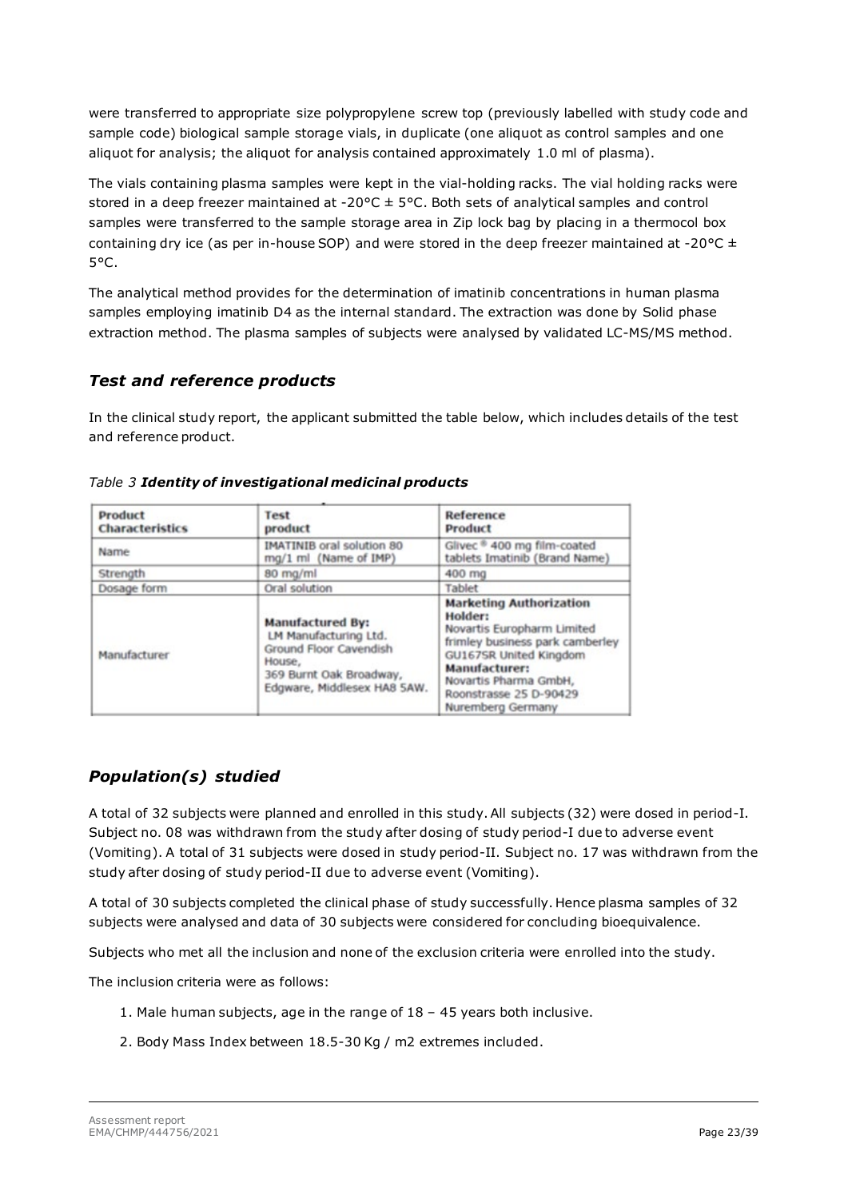were transferred to appropriate size polypropylene screw top (previously labelled with study code and sample code) biological sample storage vials, in duplicate (one aliquot as control samples and one aliquot for analysis; the aliquot for analysis contained approximately 1.0 ml of plasma).

The vials containing plasma samples were kept in the vial-holding racks. The vial holding racks were stored in a deep freezer maintained at -20°C ± 5°C. Both sets of analytical samples and control samples were transferred to the sample storage area in Zip lock bag by placing in a thermocol box containing dry ice (as per in-house SOP) and were stored in the deep freezer maintained at -20°C ± 5°C.

The analytical method provides for the determination of imatinib concentrations in human plasma samples employing imatinib D4 as the internal standard. The extraction was done by Solid phase extraction method. The plasma samples of subjects were analysed by validated LC-MS/MS method.

## *Test and reference products*

In the clinical study report, the applicant submitted the table below, which includes details of the test and reference product.

*Table 3* ***Identity of investigational medicinal products***

| Product Characteristics | Test product | Reference Product |
|---|---|---|
| Name | IMATINIB oral solution 80 mg/1 ml (Name of IMP) | Glivec ® 400 mg film-coated tablets Imatinib (Brand Name) |
| Strength | 80 mg/ml | 400 mg |
| Dosage form | Oral solution | Tablet |
| Manufacturer | **Manufactured By:** LM Manufacturing Ltd. Ground Floor Cavendish House, 369 Burnt Oak Broadway, Edgware, Middlesex HA8 5AW. | **Marketing Authorization Holder:** Novartis Europharm Limited frimley business park camberley GU167SR United Kingdom **Manufacturer:** Novartis Pharma GmbH, Roonstrasse 25 D-90429 Nuremberg Germany |

## *Population(s) studied*

A total of 32 subjects were planned and enrolled in this study. All subjects (32) were dosed in period-I. Subject no. 08 was withdrawn from the study after dosing of study period-I due to adverse event (Vomiting). A total of 31 subjects were dosed in study period-II. Subject no. 17 was withdrawn from the study after dosing of study period-II due to adverse event (Vomiting).

A total of 30 subjects completed the clinical phase of study successfully. Hence plasma samples of 32 subjects were analysed and data of 30 subjects were considered for concluding bioequivalence.

Subjects who met all the inclusion and none of the exclusion criteria were enrolled into the study.

The inclusion criteria were as follows:

1. Male human subjects, age in the range of 18 – 45 years both inclusive.
2. Body Mass Index between 18.5-30 Kg / m2 extremes included.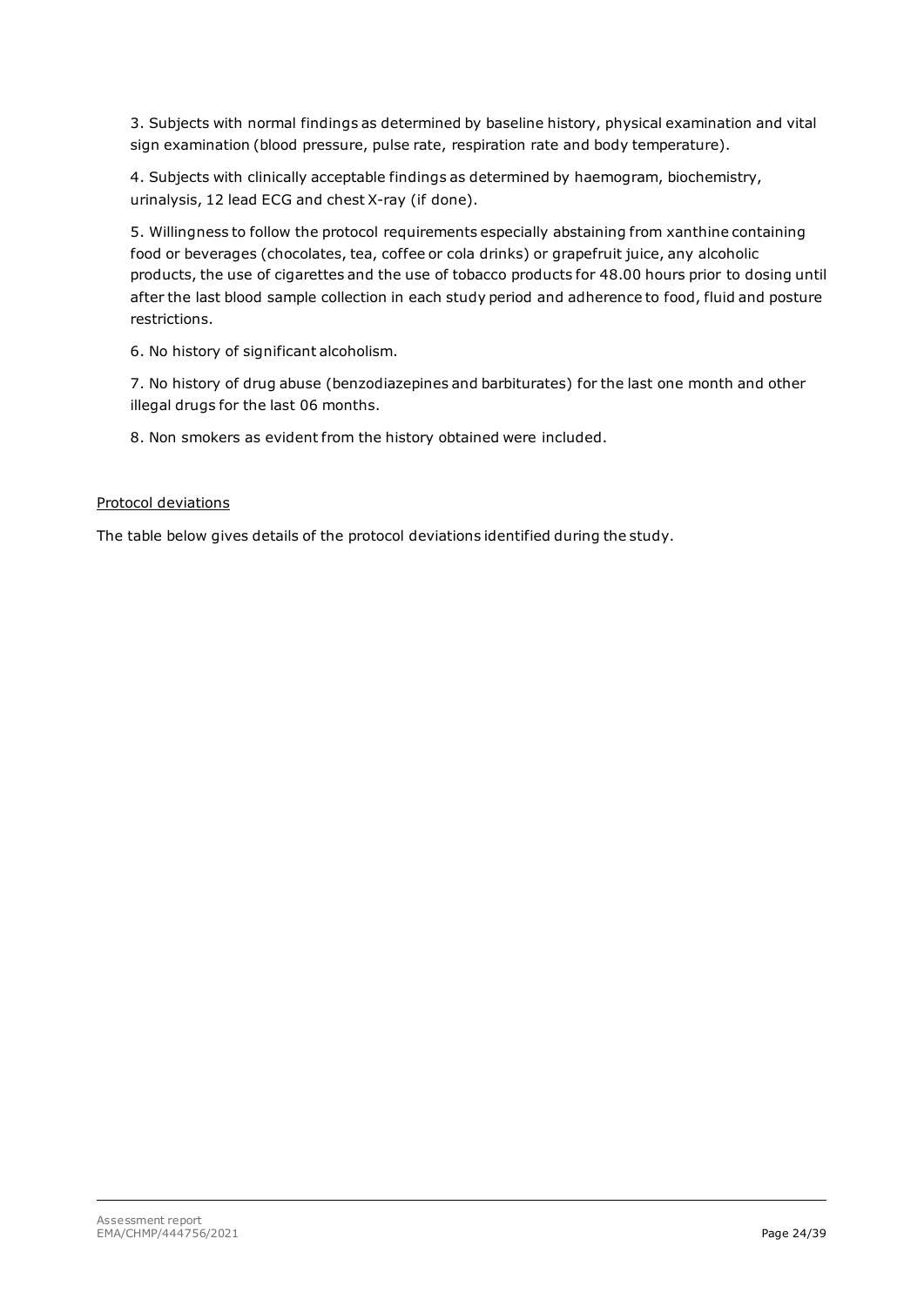3. Subjects with normal findings as determined by baseline history, physical examination and vital sign examination (blood pressure, pulse rate, respiration rate and body temperature).

4. Subjects with clinically acceptable findings as determined by haemogram, biochemistry, urinalysis, 12 lead ECG and chest X-ray (if done).

5. Willingness to follow the protocol requirements especially abstaining from xanthine containing food or beverages (chocolates, tea, coffee or cola drinks) or grapefruit juice, any alcoholic products, the use of cigarettes and the use of tobacco products for 48.00 hours prior to dosing until after the last blood sample collection in each study period and adherence to food, fluid and posture restrictions.

6. No history of significant alcoholism.

7. No history of drug abuse (benzodiazepines and barbiturates) for the last one month and other illegal drugs for the last 06 months.

8. Non smokers as evident from the history obtained were included.

Protocol deviations

The table below gives details of the protocol deviations identified during the study.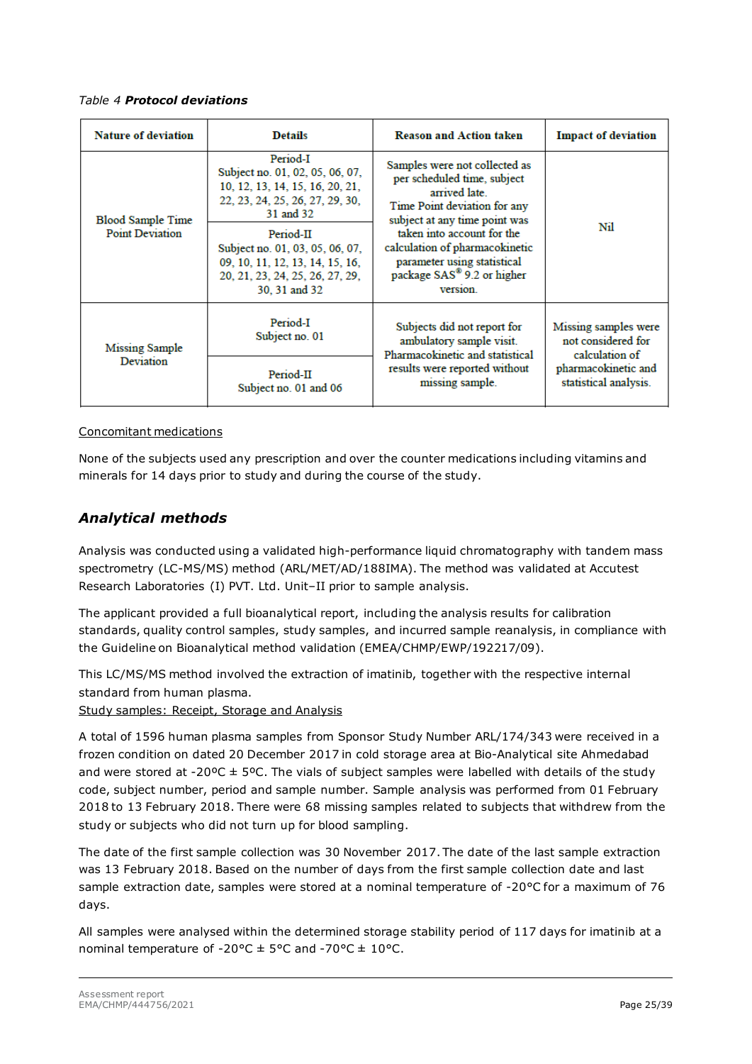*Table 4* ***Protocol deviations***

| Nature of deviation | Details | Reason and Action taken | Impact of deviation |
|---|---|---|---|
| Blood Sample Time Point Deviation | Period-I<br>Subject no. 01, 02, 05, 06, 07, 10, 12, 13, 14, 15, 16, 20, 21, 22, 23, 24, 25, 26, 27, 29, 30, 31 and 32 | Samples were not collected as per scheduled time, subject arrived late.<br>Time Point deviation for any subject at any time point was taken into account for the calculation of pharmacokinetic parameter using statistical package SAS® 9.2 or higher version. | Nil |
| | Period-II<br>Subject no. 01, 03, 05, 06, 07, 09, 10, 11, 12, 13, 14, 15, 16, 20, 21, 23, 24, 25, 26, 27, 29, 30, 31 and 32 | | |
| Missing Sample Deviation | Period-I<br>Subject no. 01 | Subjects did not report for ambulatory sample visit. Pharmacokinetic and statistical results were reported without missing sample. | Missing samples were not considered for calculation of pharmacokinetic and statistical analysis. |
| | Period-II<br>Subject no. 01 and 06 | | |

Concomitant medications

None of the subjects used any prescription and over the counter medications including vitamins and minerals for 14 days prior to study and during the course of the study.

## *Analytical methods*

Analysis was conducted using a validated high-performance liquid chromatography with tandem mass spectrometry (LC-MS/MS) method (ARL/MET/AD/188IMA). The method was validated at Accutest Research Laboratories (I) PVT. Ltd. Unit–II prior to sample analysis.

The applicant provided a full bioanalytical report, including the analysis results for calibration standards, quality control samples, study samples, and incurred sample reanalysis, in compliance with the Guideline on Bioanalytical method validation (EMEA/CHMP/EWP/192217/09).

This LC/MS/MS method involved the extraction of imatinib, together with the respective internal standard from human plasma.

Study samples: Receipt, Storage and Analysis

A total of 1596 human plasma samples from Sponsor Study Number ARL/174/343 were received in a frozen condition on dated 20 December 2017 in cold storage area at Bio-Analytical site Ahmedabad and were stored at -20ºC ± 5ºC. The vials of subject samples were labelled with details of the study code, subject number, period and sample number. Sample analysis was performed from 01 February 2018 to 13 February 2018. There were 68 missing samples related to subjects that withdrew from the study or subjects who did not turn up for blood sampling.

The date of the first sample collection was 30 November 2017. The date of the last sample extraction was 13 February 2018. Based on the number of days from the first sample collection date and last sample extraction date, samples were stored at a nominal temperature of -20°C for a maximum of 76 days.

All samples were analysed within the determined storage stability period of 117 days for imatinib at a nominal temperature of -20°C ± 5°C and -70°C ± 10°C.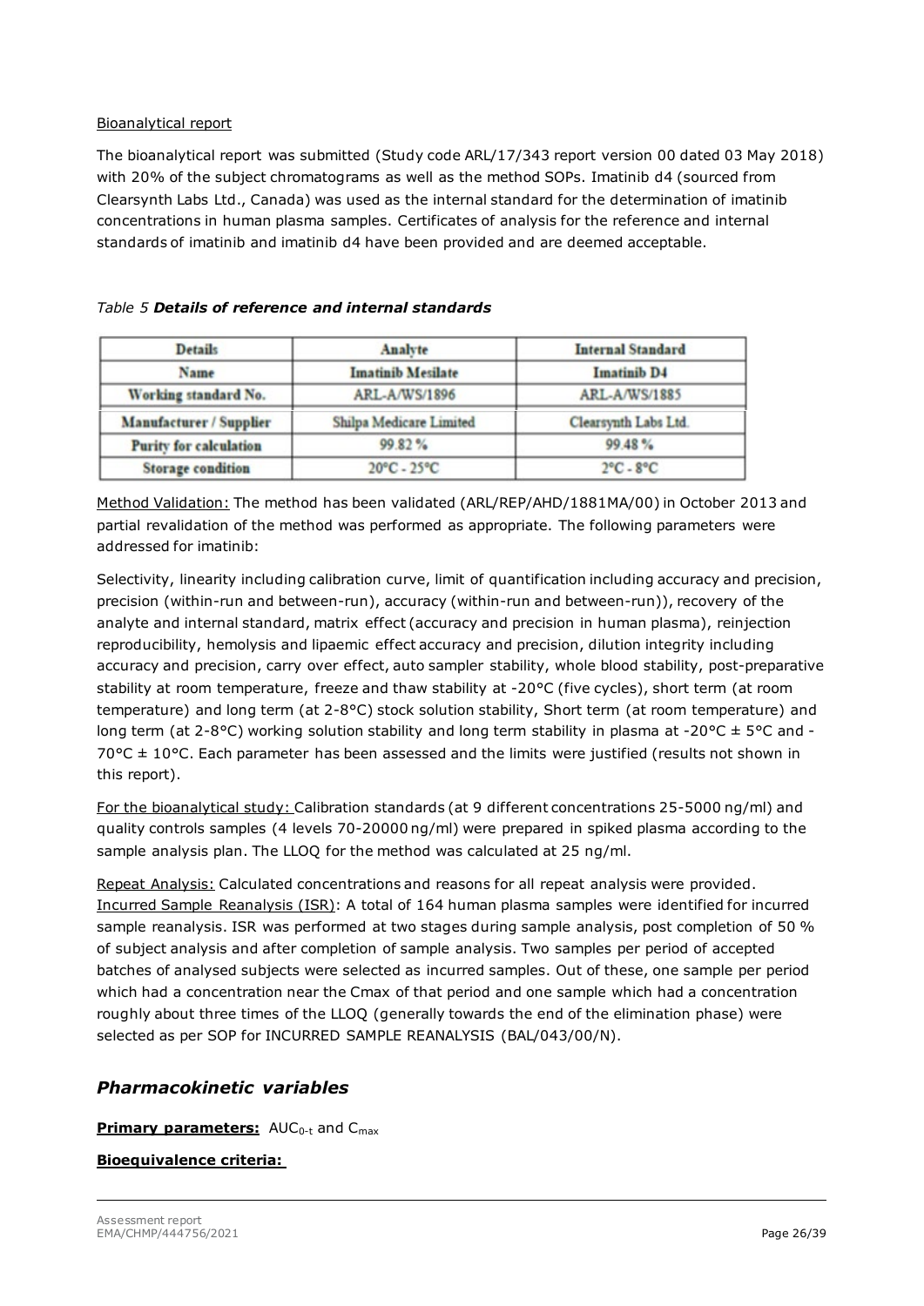Bioanalytical report

The bioanalytical report was submitted (Study code ARL/17/343 report version 00 dated 03 May 2018) with 20% of the subject chromatograms as well as the method SOPs. Imatinib d4 (sourced from Clearsynth Labs Ltd., Canada) was used as the internal standard for the determination of imatinib concentrations in human plasma samples. Certificates of analysis for the reference and internal standards of imatinib and imatinib d4 have been provided and are deemed acceptable.

*Table 5* ***Details of reference and internal standards***

| Details | Analyte | Internal Standard |
|---|---|---|
| Name | Imatinib Mesilate | Imatinib D4 |
| Working standard No. | ARL-A/WS/1896 | ARL-A/WS/1885 |
| Manufacturer / Supplier | Shilpa Medicare Limited | Clearsynth Labs Ltd. |
| Purity for calculation | 99.82 % | 99.48 % |
| Storage condition | 20°C - 25°C | 2°C - 8°C |

Method Validation: The method has been validated (ARL/REP/AHD/1881MA/00) in October 2013 and partial revalidation of the method was performed as appropriate. The following parameters were addressed for imatinib:

Selectivity, linearity including calibration curve, limit of quantification including accuracy and precision, precision (within-run and between-run), accuracy (within-run and between-run)), recovery of the analyte and internal standard, matrix effect (accuracy and precision in human plasma), reinjection reproducibility, hemolysis and lipaemic effect accuracy and precision, dilution integrity including accuracy and precision, carry over effect, auto sampler stability, whole blood stability, post-preparative stability at room temperature, freeze and thaw stability at -20°C (five cycles), short term (at room temperature) and long term (at 2-8°C) stock solution stability, Short term (at room temperature) and long term (at 2-8°C) working solution stability and long term stability in plasma at -20°C ± 5°C and -70°C ± 10°C. Each parameter has been assessed and the limits were justified (results not shown in this report).

For the bioanalytical study: Calibration standards (at 9 different concentrations 25-5000 ng/ml) and quality controls samples (4 levels 70-20000 ng/ml) were prepared in spiked plasma according to the sample analysis plan. The LLOQ for the method was calculated at 25 ng/ml.

Repeat Analysis: Calculated concentrations and reasons for all repeat analysis were provided.
Incurred Sample Reanalysis (ISR): A total of 164 human plasma samples were identified for incurred sample reanalysis. ISR was performed at two stages during sample analysis, post completion of 50 % of subject analysis and after completion of sample analysis. Two samples per period of accepted batches of analysed subjects were selected as incurred samples. Out of these, one sample per period which had a concentration near the Cmax of that period and one sample which had a concentration roughly about three times of the LLOQ (generally towards the end of the elimination phase) were selected as per SOP for INCURRED SAMPLE REANALYSIS (BAL/043/00/N).

## *Pharmacokinetic variables*

**Primary parameters:** $AUC_{0-t}$ and $C_{max}$

**Bioequivalence criteria:**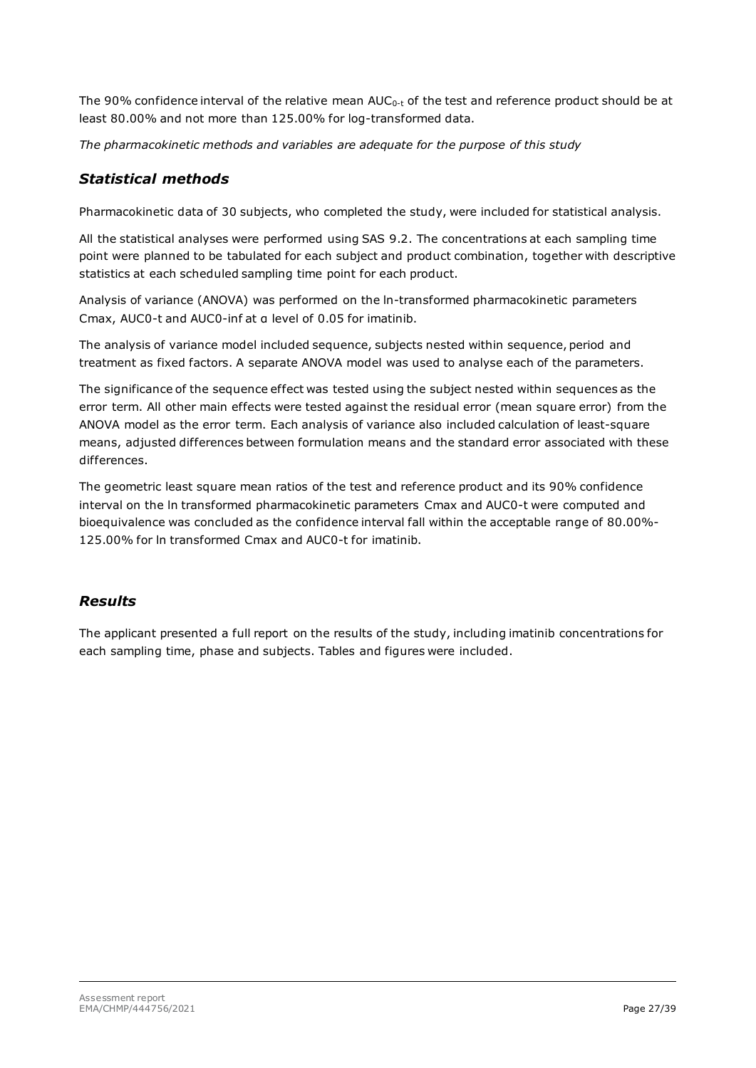The 90% confidence interval of the relative mean $AUC_{0-t}$ of the test and reference product should be at least 80.00% and not more than 125.00% for log-transformed data.

*The pharmacokinetic methods and variables are adequate for the purpose of this study*

## *Statistical methods*

Pharmacokinetic data of 30 subjects, who completed the study, were included for statistical analysis.

All the statistical analyses were performed using SAS 9.2. The concentrations at each sampling time point were planned to be tabulated for each subject and product combination, together with descriptive statistics at each scheduled sampling time point for each product.

Analysis of variance (ANOVA) was performed on the ln-transformed pharmacokinetic parameters Cmax, AUC0-t and AUC0-inf at α level of 0.05 for imatinib.

The analysis of variance model included sequence, subjects nested within sequence, period and treatment as fixed factors. A separate ANOVA model was used to analyse each of the parameters.

The significance of the sequence effect was tested using the subject nested within sequences as the error term. All other main effects were tested against the residual error (mean square error) from the ANOVA model as the error term. Each analysis of variance also included calculation of least-square means, adjusted differences between formulation means and the standard error associated with these differences.

The geometric least square mean ratios of the test and reference product and its 90% confidence interval on the ln transformed pharmacokinetic parameters Cmax and AUC0-t were computed and bioequivalence was concluded as the confidence interval fall within the acceptable range of 80.00%-125.00% for ln transformed Cmax and AUC0-t for imatinib.

## *Results*

The applicant presented a full report on the results of the study, including imatinib concentrations for each sampling time, phase and subjects. Tables and figures were included.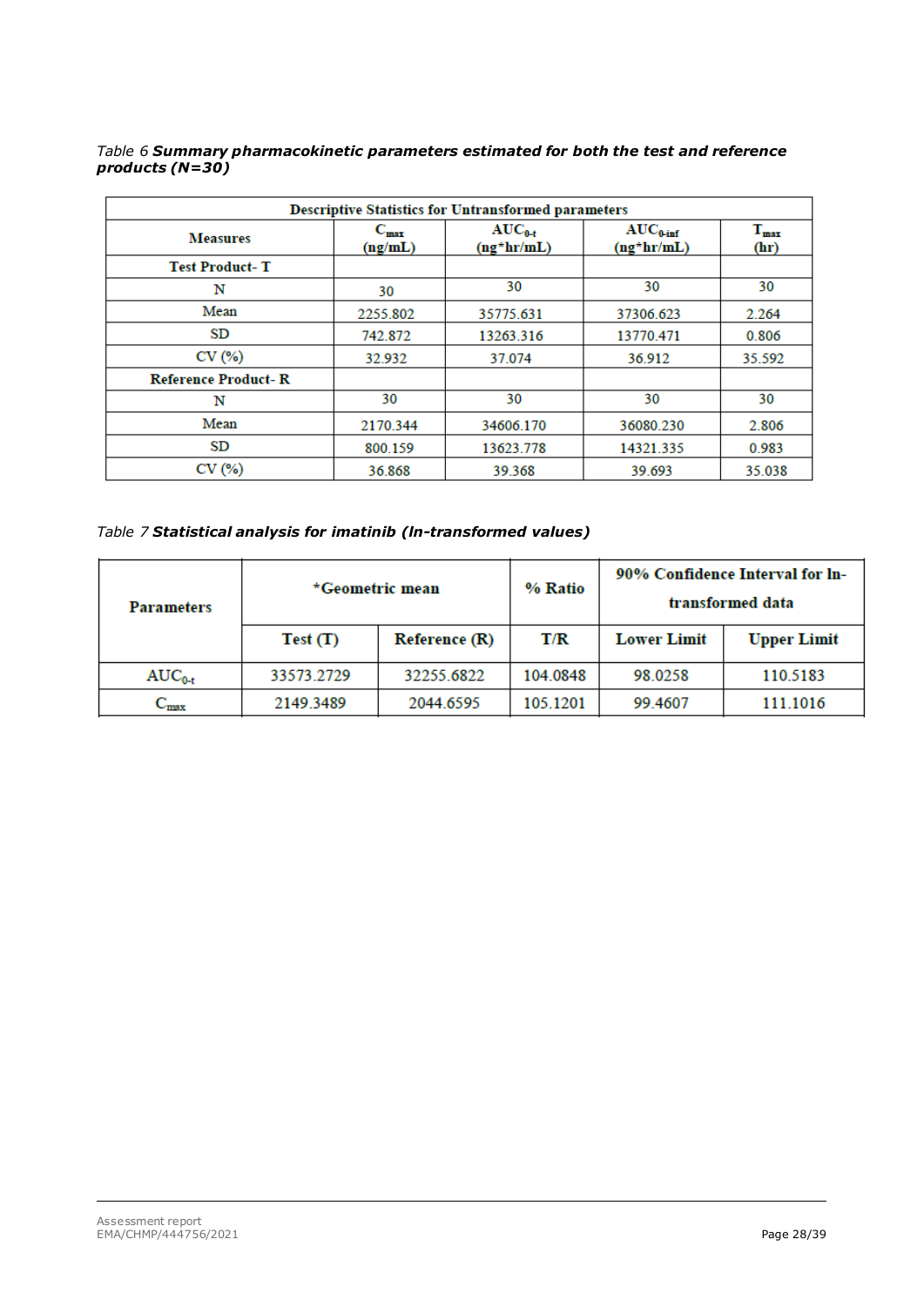*Table 6* ***Summary pharmacokinetic parameters estimated for both the test and reference products (N=30)***

| Descriptive Statistics for Untransformed parameters | | | | |
|---|---|---|---|---|
| Measures | $C_{max}$ (ng/mL) | $AUC_{0-t}$ (ng*hr/mL) | $AUC_{0-inf}$ (ng*hr/mL) | $T_{max}$ (hr) |
| **Test Product- T** | | | | |
| N | 30 | 30 | 30 | 30 |
| Mean | 2255.802 | 35775.631 | 37306.623 | 2.264 |
| SD | 742.872 | 13263.316 | 13770.471 | 0.806 |
| CV (%) | 32.932 | 37.074 | 36.912 | 35.592 |
| **Reference Product- R** | | | | |
| N | 30 | 30 | 30 | 30 |
| Mean | 2170.344 | 34606.170 | 36080.230 | 2.806 |
| SD | 800.159 | 13623.778 | 14321.335 | 0.983 |
| CV (%) | 36.868 | 39.368 | 39.693 | 35.038 |

*Table 7* ***Statistical analysis for imatinib (ln-transformed values)***

| Parameters | *Geometric mean | | % Ratio | 90% Confidence Interval for ln-transformed data | |
|---|---|---|---|---|---|
| | Test (T) | Reference (R) | T/R | Lower Limit | Upper Limit |
| $AUC_{0-t}$ | 33573.2729 | 32255.6822 | 104.0848 | 98.0258 | 110.5183 |
| $C_{max}$ | 2149.3489 | 2044.6595 | 105.1201 | 99.4607 | 111.1016 |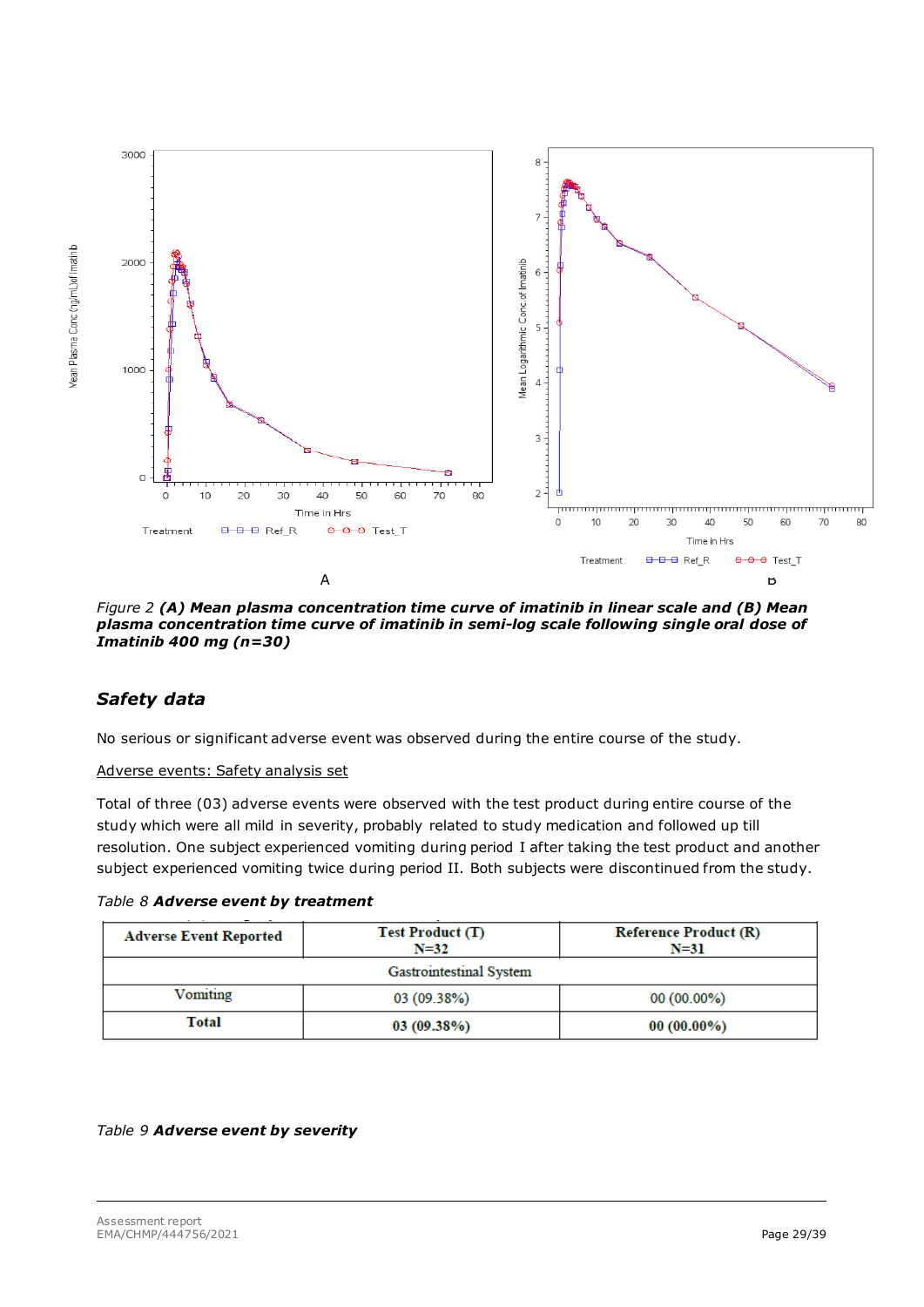*Figure 2* ***(A) Mean plasma concentration time curve of imatinib in linear scale and (B) Mean plasma concentration time curve of imatinib in semi-log scale following single oral dose of Imatinib 400 mg (n=30)***

## *Safety data*

No serious or significant adverse event was observed during the entire course of the study.

Adverse events: Safety analysis set

Total of three (03) adverse events were observed with the test product during entire course of the study which were all mild in severity, probably related to study medication and followed up till resolution. One subject experienced vomiting during period I after taking the test product and another subject experienced vomiting twice during period II. Both subjects were discontinued from the study.

*Table 8* ***Adverse event by treatment***

| Adverse Event Reported | Test Product (T) N=32 | Reference Product (R) N=31 |
|---|---|---|
| Gastrointestinal System | | |
| Vomiting | 03 (09.38%) | 00 (00.00%) |
| **Total** | **03 (09.38%)** | **00 (00.00%)** |

*Table 9* ***Adverse event by severity***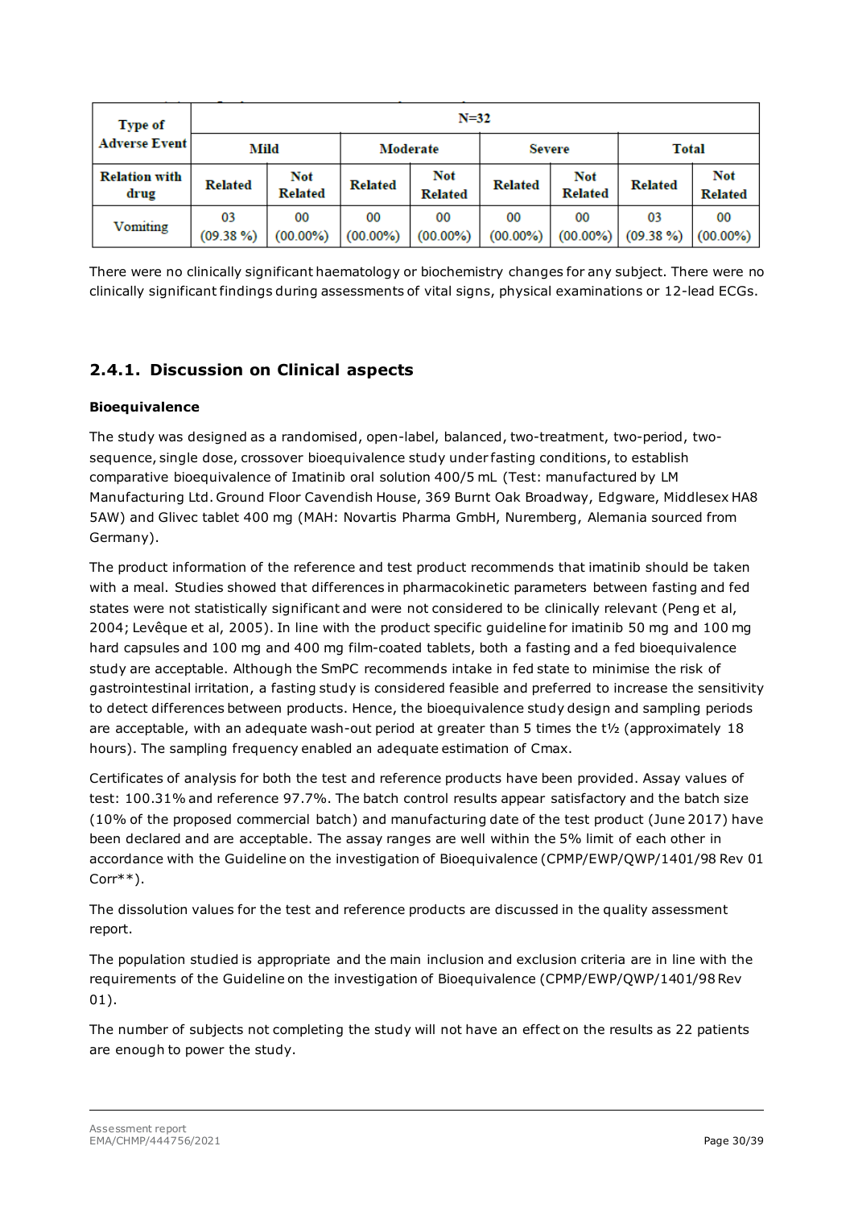| Type of Adverse Event | N=32 | | | | | | | |
|---|---|---|---|---|---|---|---|---|
| | Mild | | Moderate | | Severe | | Total | |
| Relation with drug | Related | Not Related | Related | Not Related | Related | Not Related | Related | Not Related |
| Vomiting | 03 (09.38 %) | 00 (00.00%) | 00 (00.00%) | 00 (00.00%) | 00 (00.00%) | 00 (00.00%) | 03 (09.38 %) | 00 (00.00%) |

There were no clinically significant haematology or biochemistry changes for any subject. There were no clinically significant findings during assessments of vital signs, physical examinations or 12-lead ECGs.

## 2.4.1. Discussion on Clinical aspects

**Bioequivalence**

The study was designed as a randomised, open-label, balanced, two-treatment, two-period, two-sequence, single dose, crossover bioequivalence study under fasting conditions, to establish comparative bioequivalence of Imatinib oral solution 400/5 mL (Test: manufactured by LM Manufacturing Ltd. Ground Floor Cavendish House, 369 Burnt Oak Broadway, Edgware, Middlesex HA8 5AW) and Glivec tablet 400 mg (MAH: Novartis Pharma GmbH, Nuremberg, Alemania sourced from Germany).

The product information of the reference and test product recommends that imatinib should be taken with a meal. Studies showed that differences in pharmacokinetic parameters between fasting and fed states were not statistically significant and were not considered to be clinically relevant (Peng et al, 2004; Levêque et al, 2005). In line with the product specific guideline for imatinib 50 mg and 100 mg hard capsules and 100 mg and 400 mg film-coated tablets, both a fasting and a fed bioequivalence study are acceptable. Although the SmPC recommends intake in fed state to minimise the risk of gastrointestinal irritation, a fasting study is considered feasible and preferred to increase the sensitivity to detect differences between products. Hence, the bioequivalence study design and sampling periods are acceptable, with an adequate wash-out period at greater than 5 times the t½ (approximately 18 hours). The sampling frequency enabled an adequate estimation of Cmax.

Certificates of analysis for both the test and reference products have been provided. Assay values of test: 100.31% and reference 97.7%. The batch control results appear satisfactory and the batch size (10% of the proposed commercial batch) and manufacturing date of the test product (June 2017) have been declared and are acceptable. The assay ranges are well within the 5% limit of each other in accordance with the Guideline on the investigation of Bioequivalence (CPMP/EWP/QWP/1401/98 Rev 01 Corr**).

The dissolution values for the test and reference products are discussed in the quality assessment report.

The population studied is appropriate and the main inclusion and exclusion criteria are in line with the requirements of the Guideline on the investigation of Bioequivalence (CPMP/EWP/QWP/1401/98 Rev 01).

The number of subjects not completing the study will not have an effect on the results as 22 patients are enough to power the study.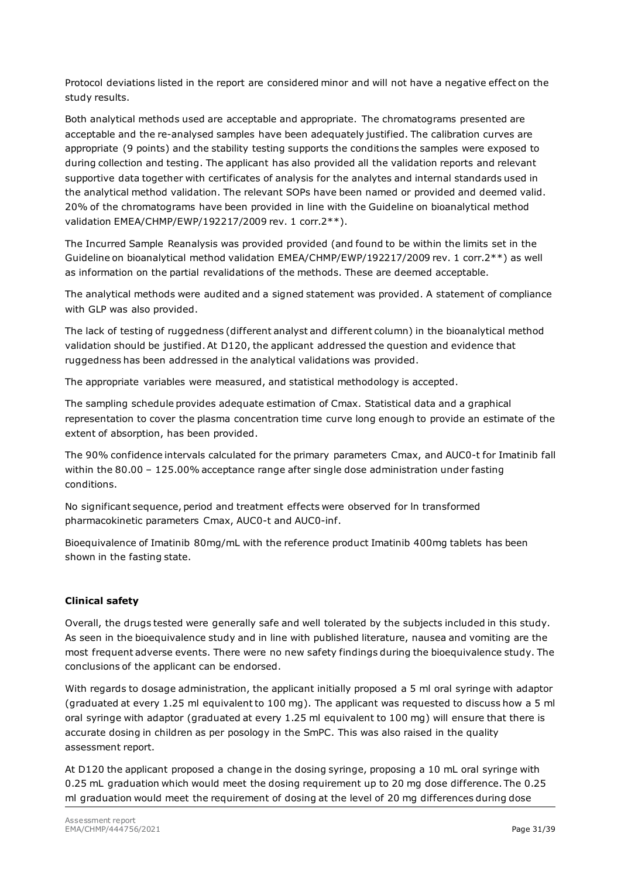Protocol deviations listed in the report are considered minor and will not have a negative effect on the study results.

Both analytical methods used are acceptable and appropriate. The chromatograms presented are acceptable and the re-analysed samples have been adequately justified. The calibration curves are appropriate (9 points) and the stability testing supports the conditions the samples were exposed to during collection and testing. The applicant has also provided all the validation reports and relevant supportive data together with certificates of analysis for the analytes and internal standards used in the analytical method validation. The relevant SOPs have been named or provided and deemed valid. 20% of the chromatograms have been provided in line with the Guideline on bioanalytical method validation EMEA/CHMP/EWP/192217/2009 rev. 1 corr.2**).

The Incurred Sample Reanalysis was provided provided (and found to be within the limits set in the Guideline on bioanalytical method validation EMEA/CHMP/EWP/192217/2009 rev. 1 corr.2**) as well as information on the partial revalidations of the methods. These are deemed acceptable.

The analytical methods were audited and a signed statement was provided. A statement of compliance with GLP was also provided.

The lack of testing of ruggedness (different analyst and different column) in the bioanalytical method validation should be justified. At D120, the applicant addressed the question and evidence that ruggedness has been addressed in the analytical validations was provided.

The appropriate variables were measured, and statistical methodology is accepted.

The sampling schedule provides adequate estimation of Cmax. Statistical data and a graphical representation to cover the plasma concentration time curve long enough to provide an estimate of the extent of absorption, has been provided.

The 90% confidence intervals calculated for the primary parameters Cmax, and AUC0-t for Imatinib fall within the 80.00 – 125.00% acceptance range after single dose administration under fasting conditions.

No significant sequence, period and treatment effects were observed for ln transformed pharmacokinetic parameters Cmax, AUC0-t and AUC0-inf.

Bioequivalence of Imatinib 80mg/mL with the reference product Imatinib 400mg tablets has been shown in the fasting state.

**Clinical safety**

Overall, the drugs tested were generally safe and well tolerated by the subjects included in this study. As seen in the bioequivalence study and in line with published literature, nausea and vomiting are the most frequent adverse events. There were no new safety findings during the bioequivalence study. The conclusions of the applicant can be endorsed.

With regards to dosage administration, the applicant initially proposed a 5 ml oral syringe with adaptor (graduated at every 1.25 ml equivalent to 100 mg). The applicant was requested to discuss how a 5 ml oral syringe with adaptor (graduated at every 1.25 ml equivalent to 100 mg) will ensure that there is accurate dosing in children as per posology in the SmPC. This was also raised in the quality assessment report.

At D120 the applicant proposed a change in the dosing syringe, proposing a 10 mL oral syringe with 0.25 mL graduation which would meet the dosing requirement up to 20 mg dose difference. The 0.25 ml graduation would meet the requirement of dosing at the level of 20 mg differences during dose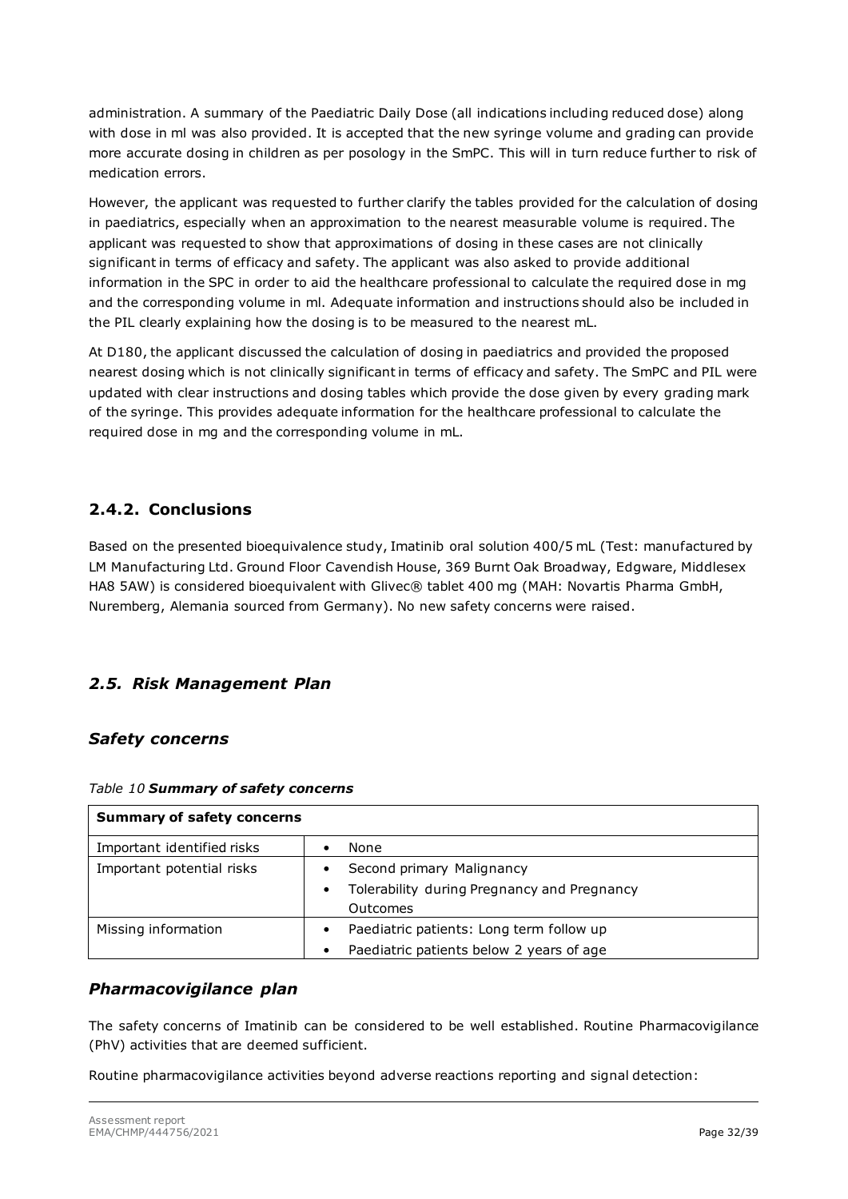administration. A summary of the Paediatric Daily Dose (all indications including reduced dose) along with dose in ml was also provided. It is accepted that the new syringe volume and grading can provide more accurate dosing in children as per posology in the SmPC. This will in turn reduce further to risk of medication errors.

However, the applicant was requested to further clarify the tables provided for the calculation of dosing in paediatrics, especially when an approximation to the nearest measurable volume is required. The applicant was requested to show that approximations of dosing in these cases are not clinically significant in terms of efficacy and safety. The applicant was also asked to provide additional information in the SPC in order to aid the healthcare professional to calculate the required dose in mg and the corresponding volume in ml. Adequate information and instructions should also be included in the PIL clearly explaining how the dosing is to be measured to the nearest mL.

At D180, the applicant discussed the calculation of dosing in paediatrics and provided the proposed nearest dosing which is not clinically significant in terms of efficacy and safety. The SmPC and PIL were updated with clear instructions and dosing tables which provide the dose given by every grading mark of the syringe. This provides adequate information for the healthcare professional to calculate the required dose in mg and the corresponding volume in mL.

### 2.4.2. Conclusions

Based on the presented bioequivalence study, Imatinib oral solution 400/5 mL (Test: manufactured by LM Manufacturing Ltd. Ground Floor Cavendish House, 369 Burnt Oak Broadway, Edgware, Middlesex HA8 5AW) is considered bioequivalent with Glivec® tablet 400 mg (MAH: Novartis Pharma GmbH, Nuremberg, Alemania sourced from Germany). No new safety concerns were raised.

## *2.5. Risk Management Plan*

### *Safety concerns*

*Table 10* ***Summary of safety concerns***

| **Summary of safety concerns** | |
|---|---|
| Important identified risks | • None |
| Important potential risks | • Second primary Malignancy<br>• Tolerability during Pregnancy and Pregnancy Outcomes |
| Missing information | • Paediatric patients: Long term follow up<br>• Paediatric patients below 2 years of age |

### *Pharmacovigilance plan*

The safety concerns of Imatinib can be considered to be well established. Routine Pharmacovigilance (PhV) activities that are deemed sufficient.

Routine pharmacovigilance activities beyond adverse reactions reporting and signal detection: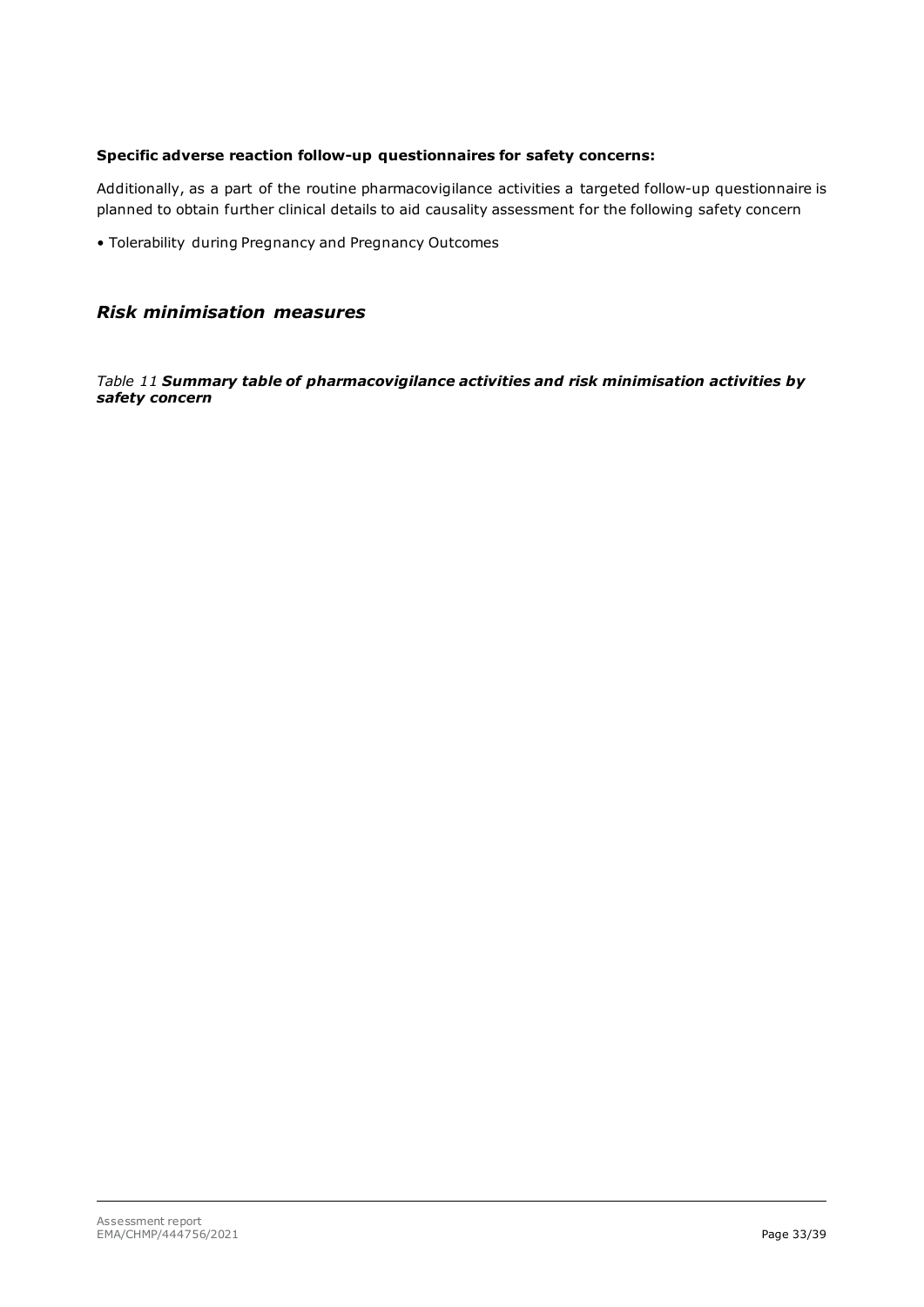**Specific adverse reaction follow-up questionnaires for safety concerns:**

Additionally, as a part of the routine pharmacovigilance activities a targeted follow-up questionnaire is planned to obtain further clinical details to aid causality assessment for the following safety concern

• Tolerability during Pregnancy and Pregnancy Outcomes

## *Risk minimisation measures*

*Table 11* ***Summary table of pharmacovigilance activities and risk minimisation activities by safety concern***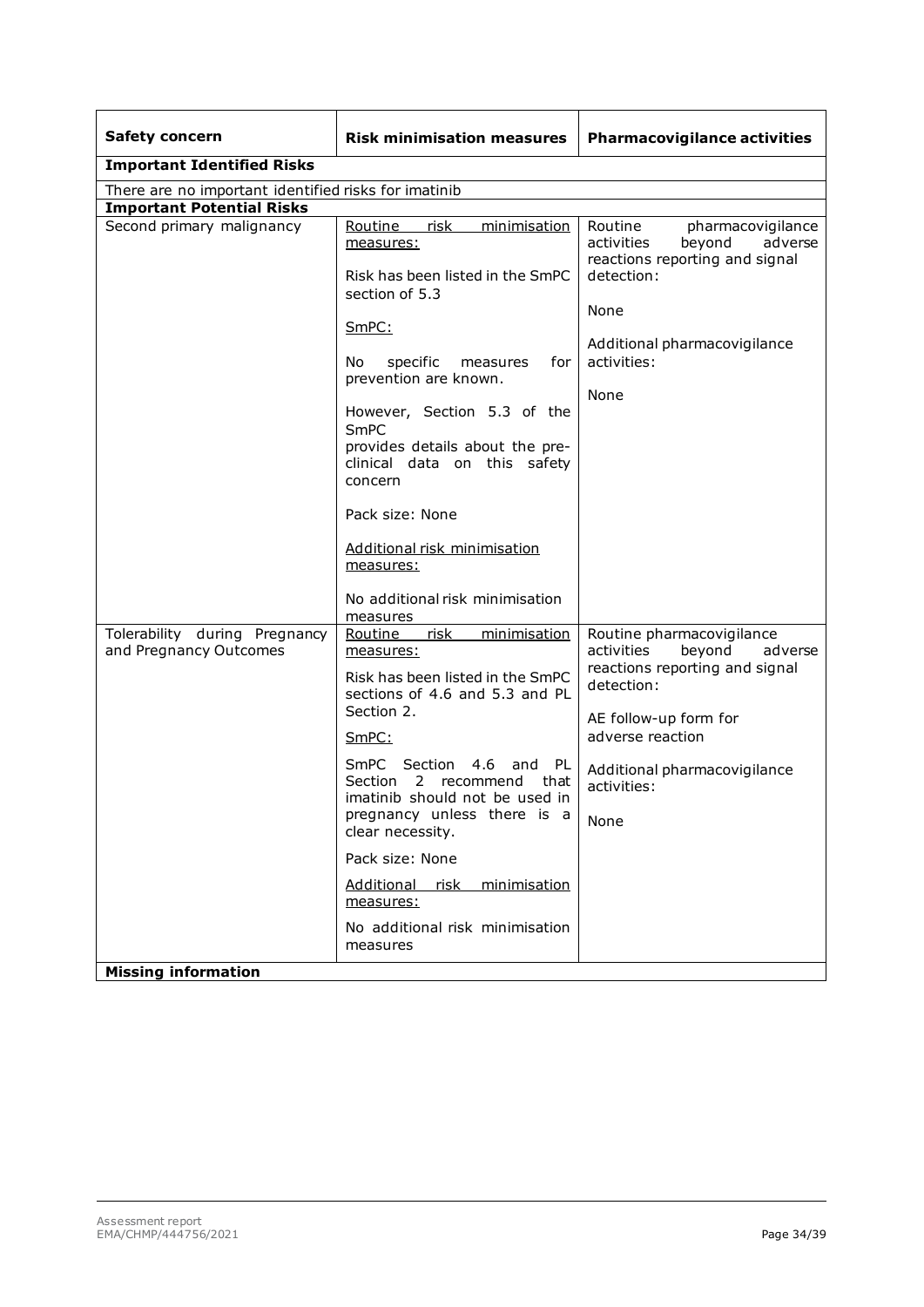| Safety concern | Risk minimisation measures | Pharmacovigilance activities |
|---|---|---|
| **Important Identified Risks** | | |
| There are no important identified risks for imatinib | | |
| **Important Potential Risks** | | |
| Second primary malignancy | Routine risk minimisation measures:<br><br>Risk has been listed in the SmPC section of 5.3<br><br>SmPC:<br><br>No specific measures for prevention are known.<br><br>However, Section 5.3 of the SmPC provides details about the pre-clinical data on this safety concern<br><br>Pack size: None<br><br>Additional risk minimisation measures:<br><br>No additional risk minimisation measures | Routine pharmacovigilance activities beyond adverse reactions reporting and signal detection:<br><br>None<br><br>Additional pharmacovigilance activities:<br><br>None |
| Tolerability during Pregnancy and Pregnancy Outcomes | Routine risk minimisation measures:<br><br>Risk has been listed in the SmPC sections of 4.6 and 5.3 and PL Section 2.<br><br>SmPC:<br><br>SmPC Section 4.6 and PL Section 2 recommend that imatinib should not be used in pregnancy unless there is a clear necessity.<br><br>Pack size: None<br><br>Additional risk minimisation measures:<br><br>No additional risk minimisation measures | Routine pharmacovigilance activities beyond adverse reactions reporting and signal detection:<br><br>AE follow-up form for adverse reaction<br><br>Additional pharmacovigilance activities:<br><br>None |
| **Missing information** | | |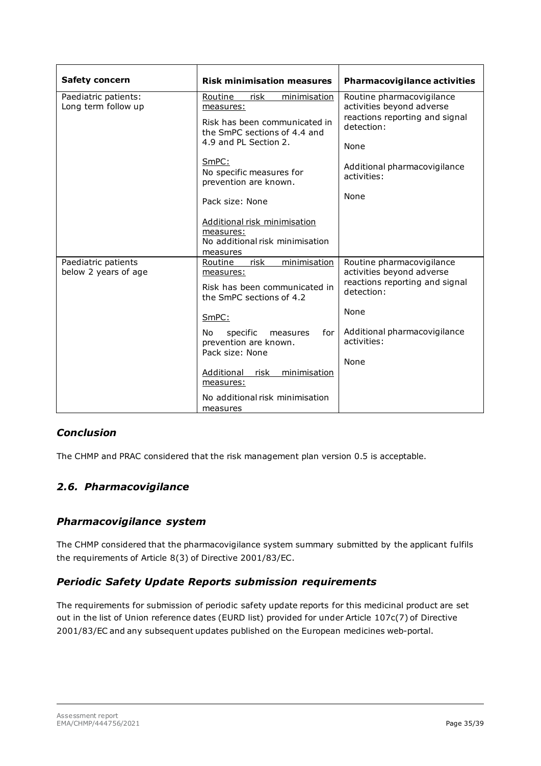| Safety concern | Risk minimisation measures | Pharmacovigilance activities |
|---|---|---|
| Paediatric patients: Long term follow up | Routine risk minimisation measures:<br><br>Risk has been communicated in the SmPC sections of 4.4 and 4.9 and PL Section 2.<br><br>SmPC:<br>No specific measures for prevention are known.<br><br>Pack size: None<br><br>Additional risk minimisation measures:<br>No additional risk minimisation measures | Routine pharmacovigilance activities beyond adverse reactions reporting and signal detection:<br><br>None<br><br>Additional pharmacovigilance activities:<br><br>None |
| Paediatric patients below 2 years of age | Routine risk minimisation measures:<br><br>Risk has been communicated in the SmPC sections of 4.2<br><br>SmPC:<br><br>No specific measures for prevention are known.<br>Pack size: None<br><br>Additional risk minimisation measures:<br><br>No additional risk minimisation measures | Routine pharmacovigilance activities beyond adverse reactions reporting and signal detection:<br><br>None<br><br>Additional pharmacovigilance activities:<br><br>None |

### *Conclusion*

The CHMP and PRAC considered that the risk management plan version 0.5 is acceptable.

## *2.6. Pharmacovigilance*

### *Pharmacovigilance system*

The CHMP considered that the pharmacovigilance system summary submitted by the applicant fulfils the requirements of Article 8(3) of Directive 2001/83/EC.

### *Periodic Safety Update Reports submission requirements*

The requirements for submission of periodic safety update reports for this medicinal product are set out in the list of Union reference dates (EURD list) provided for under Article 107c(7) of Directive 2001/83/EC and any subsequent updates published on the European medicines web-portal.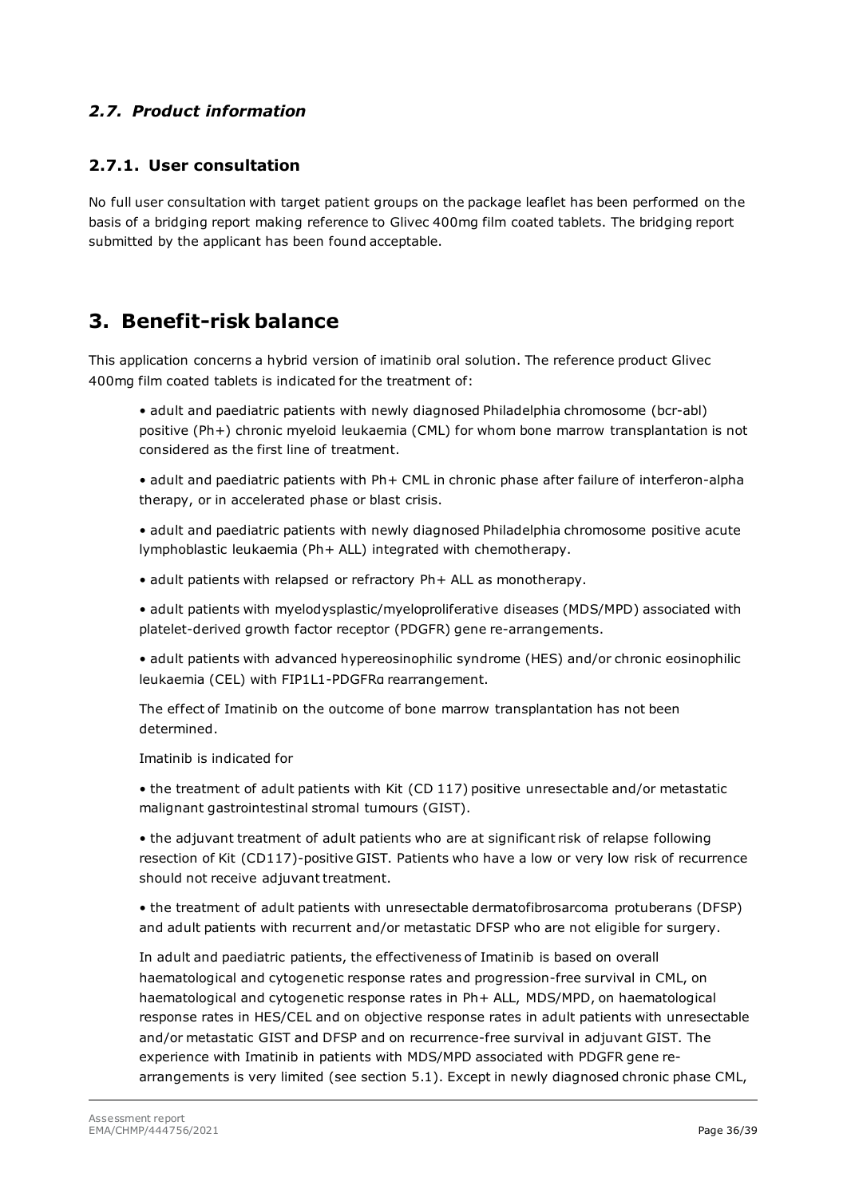### *2.7. Product information*

#### 2.7.1. User consultation

No full user consultation with target patient groups on the package leaflet has been performed on the basis of a bridging report making reference to Glivec 400mg film coated tablets. The bridging report submitted by the applicant has been found acceptable.

# 3. Benefit-risk balance

This application concerns a hybrid version of imatinib oral solution. The reference product Glivec 400mg film coated tablets is indicated for the treatment of:

> • adult and paediatric patients with newly diagnosed Philadelphia chromosome (bcr-abl) positive (Ph+) chronic myeloid leukaemia (CML) for whom bone marrow transplantation is not considered as the first line of treatment.
>
> • adult and paediatric patients with Ph+ CML in chronic phase after failure of interferon-alpha therapy, or in accelerated phase or blast crisis.
>
> • adult and paediatric patients with newly diagnosed Philadelphia chromosome positive acute lymphoblastic leukaemia (Ph+ ALL) integrated with chemotherapy.
>
> • adult patients with relapsed or refractory Ph+ ALL as monotherapy.
>
> • adult patients with myelodysplastic/myeloproliferative diseases (MDS/MPD) associated with platelet-derived growth factor receptor (PDGFR) gene re-arrangements.
>
> • adult patients with advanced hypereosinophilic syndrome (HES) and/or chronic eosinophilic leukaemia (CEL) with FIP1L1-PDGFRα rearrangement.
>
> The effect of Imatinib on the outcome of bone marrow transplantation has not been determined.
>
> Imatinib is indicated for
>
> • the treatment of adult patients with Kit (CD 117) positive unresectable and/or metastatic malignant gastrointestinal stromal tumours (GIST).
>
> • the adjuvant treatment of adult patients who are at significant risk of relapse following resection of Kit (CD117)-positive GIST. Patients who have a low or very low risk of recurrence should not receive adjuvant treatment.
>
> • the treatment of adult patients with unresectable dermatofibrosarcoma protuberans (DFSP) and adult patients with recurrent and/or metastatic DFSP who are not eligible for surgery.
>
> In adult and paediatric patients, the effectiveness of Imatinib is based on overall haematological and cytogenetic response rates and progression-free survival in CML, on haematological and cytogenetic response rates in Ph+ ALL, MDS/MPD, on haematological response rates in HES/CEL and on objective response rates in adult patients with unresectable and/or metastatic GIST and DFSP and on recurrence-free survival in adjuvant GIST. The experience with Imatinib in patients with MDS/MPD associated with PDGFR gene re-arrangements is very limited (see section 5.1). Except in newly diagnosed chronic phase CML,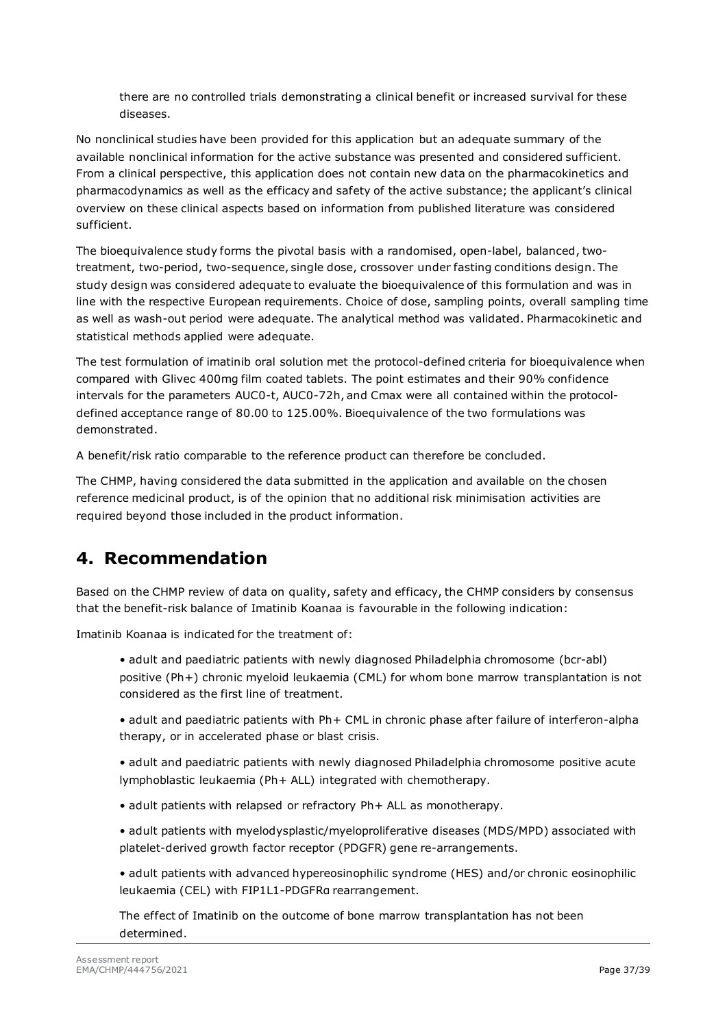there are no controlled trials demonstrating a clinical benefit or increased survival for these diseases.

No nonclinical studies have been provided for this application but an adequate summary of the available nonclinical information for the active substance was presented and considered sufficient. From a clinical perspective, this application does not contain new data on the pharmacokinetics and pharmacodynamics as well as the efficacy and safety of the active substance; the applicant's clinical overview on these clinical aspects based on information from published literature was considered sufficient.

The bioequivalence study forms the pivotal basis with a randomised, open-label, balanced, two-treatment, two-period, two-sequence, single dose, crossover under fasting conditions design. The study design was considered adequate to evaluate the bioequivalence of this formulation and was in line with the respective European requirements. Choice of dose, sampling points, overall sampling time as well as wash-out period were adequate. The analytical method was validated. Pharmacokinetic and statistical methods applied were adequate.

The test formulation of imatinib oral solution met the protocol-defined criteria for bioequivalence when compared with Glivec 400mg film coated tablets. The point estimates and their 90% confidence intervals for the parameters AUC0-t, AUC0-72h, and Cmax were all contained within the protocol-defined acceptance range of 80.00 to 125.00%. Bioequivalence of the two formulations was demonstrated.

A benefit/risk ratio comparable to the reference product can therefore be concluded.

The CHMP, having considered the data submitted in the application and available on the chosen reference medicinal product, is of the opinion that no additional risk minimisation activities are required beyond those included in the product information.

# 4. Recommendation

Based on the CHMP review of data on quality, safety and efficacy, the CHMP considers by consensus that the benefit-risk balance of Imatinib Koanaa is favourable in the following indication:

Imatinib Koanaa is indicated for the treatment of:

- adult and paediatric patients with newly diagnosed Philadelphia chromosome (bcr-abl) positive (Ph+) chronic myeloid leukaemia (CML) for whom bone marrow transplantation is not considered as the first line of treatment.
- adult and paediatric patients with Ph+ CML in chronic phase after failure of interferon-alpha therapy, or in accelerated phase or blast crisis.
- adult and paediatric patients with newly diagnosed Philadelphia chromosome positive acute lymphoblastic leukaemia (Ph+ ALL) integrated with chemotherapy.
- adult patients with relapsed or refractory Ph+ ALL as monotherapy.
- adult patients with myelodysplastic/myeloproliferative diseases (MDS/MPD) associated with platelet-derived growth factor receptor (PDGFR) gene re-arrangements.
- adult patients with advanced hypereosinophilic syndrome (HES) and/or chronic eosinophilic leukaemia (CEL) with FIP1L1-PDGFRα rearrangement.

The effect of Imatinib on the outcome of bone marrow transplantation has not been determined.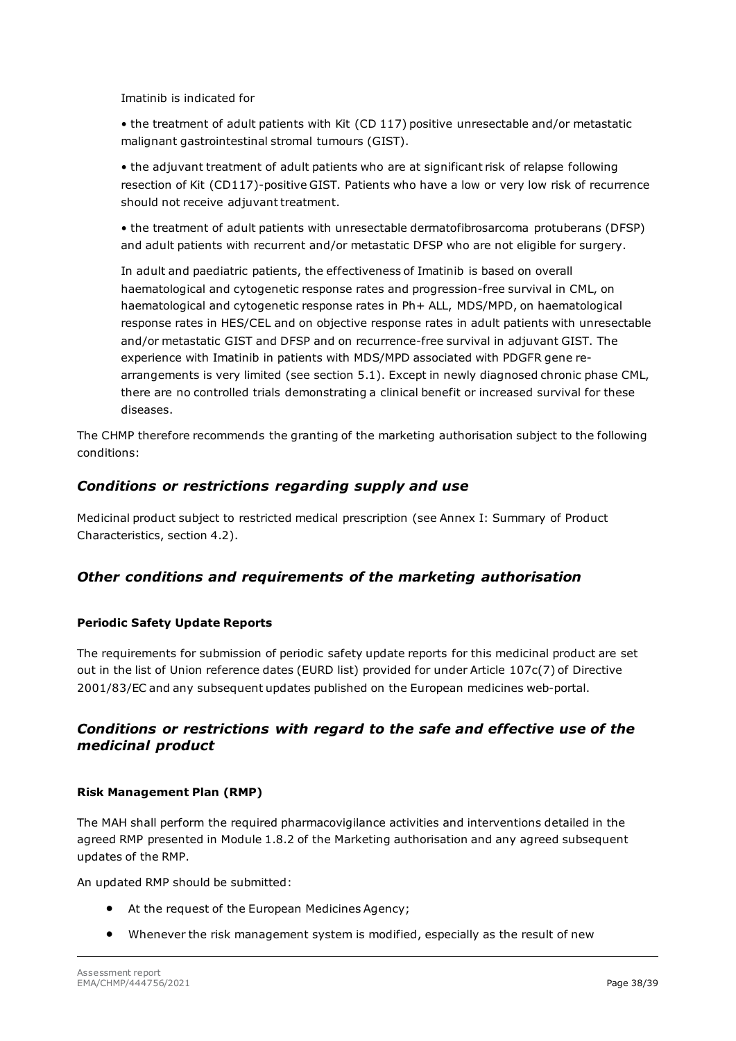Imatinib is indicated for

• the treatment of adult patients with Kit (CD 117) positive unresectable and/or metastatic malignant gastrointestinal stromal tumours (GIST).

• the adjuvant treatment of adult patients who are at significant risk of relapse following resection of Kit (CD117)-positive GIST. Patients who have a low or very low risk of recurrence should not receive adjuvant treatment.

• the treatment of adult patients with unresectable dermatofibrosarcoma protuberans (DFSP) and adult patients with recurrent and/or metastatic DFSP who are not eligible for surgery.

In adult and paediatric patients, the effectiveness of Imatinib is based on overall haematological and cytogenetic response rates and progression-free survival in CML, on haematological and cytogenetic response rates in Ph+ ALL, MDS/MPD, on haematological response rates in HES/CEL and on objective response rates in adult patients with unresectable and/or metastatic GIST and DFSP and on recurrence-free survival in adjuvant GIST. The experience with Imatinib in patients with MDS/MPD associated with PDGFR gene re-arrangements is very limited (see section 5.1). Except in newly diagnosed chronic phase CML, there are no controlled trials demonstrating a clinical benefit or increased survival for these diseases.

The CHMP therefore recommends the granting of the marketing authorisation subject to the following conditions:

## *Conditions or restrictions regarding supply and use*

Medicinal product subject to restricted medical prescription (see Annex I: Summary of Product Characteristics, section 4.2).

## *Other conditions and requirements of the marketing authorisation*

### Periodic Safety Update Reports

The requirements for submission of periodic safety update reports for this medicinal product are set out in the list of Union reference dates (EURD list) provided for under Article 107c(7) of Directive 2001/83/EC and any subsequent updates published on the European medicines web-portal.

## *Conditions or restrictions with regard to the safe and effective use of the medicinal product*

### Risk Management Plan (RMP)

The MAH shall perform the required pharmacovigilance activities and interventions detailed in the agreed RMP presented in Module 1.8.2 of the Marketing authorisation and any agreed subsequent updates of the RMP.

An updated RMP should be submitted:

- At the request of the European Medicines Agency;
- Whenever the risk management system is modified, especially as the result of new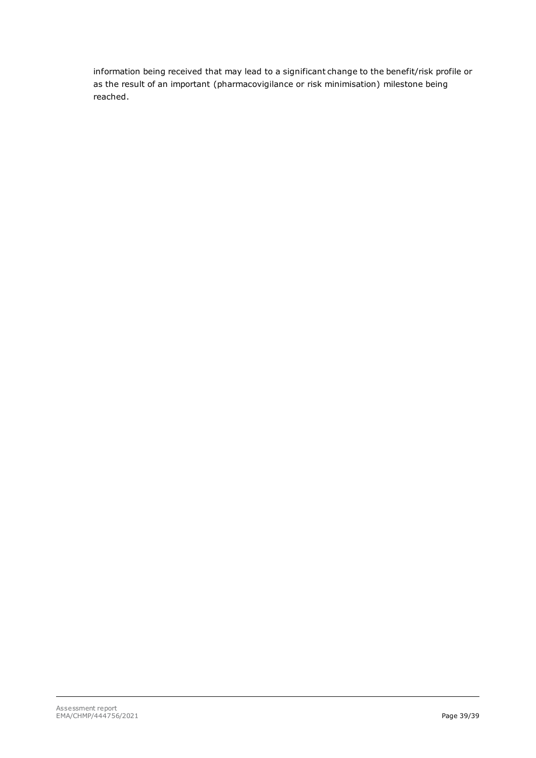information being received that may lead to a significant change to the benefit/risk profile or as the result of an important (pharmacovigilance or risk minimisation) milestone being reached.